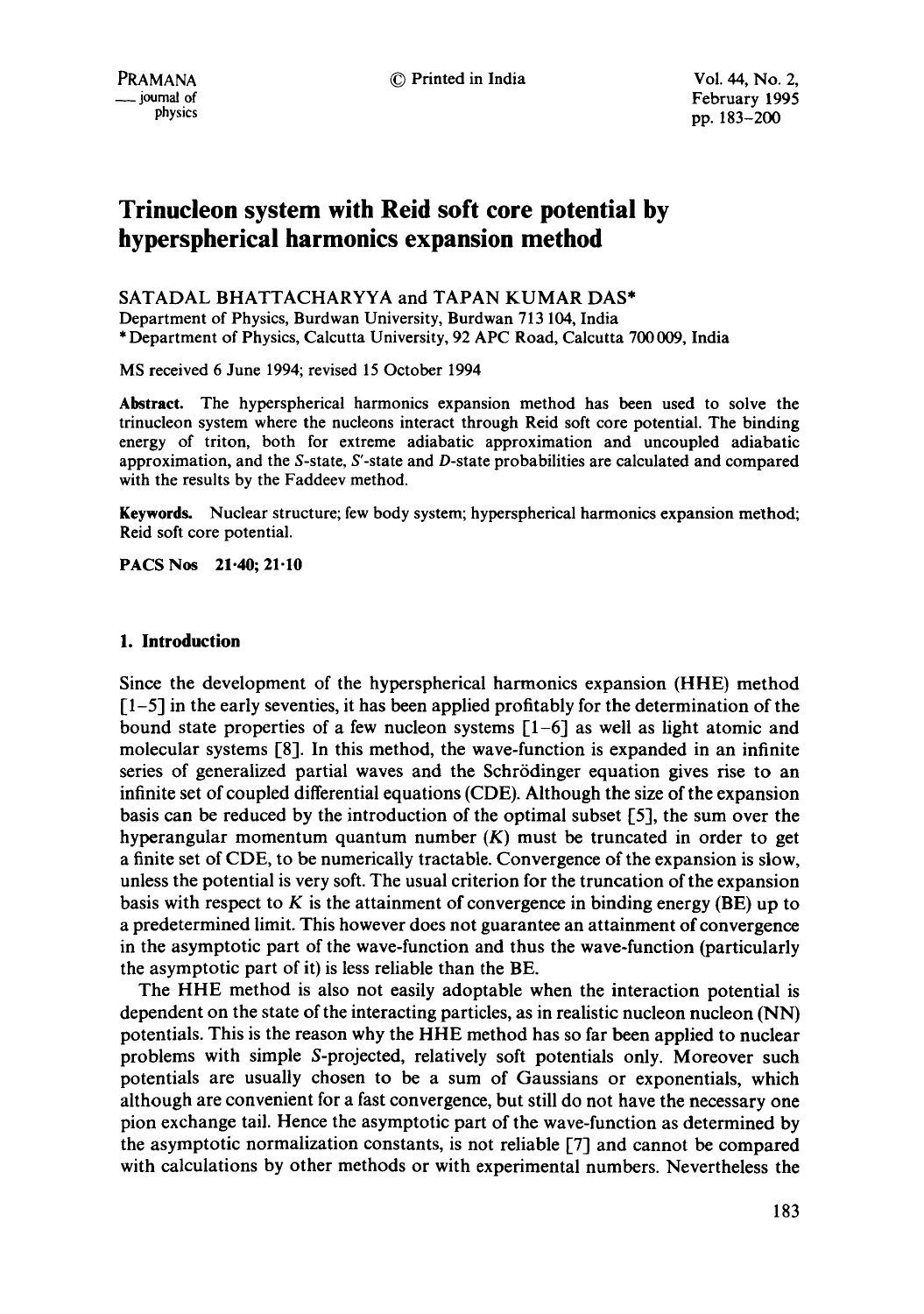# Trinucleon system with Reid soft core potential by hyperspherical harmonics expansion method

SATADAL BHATTACHARYYA and TAPAN KUMAR DAS*

Department of Physics, Burdwan University, Burdwan 713 104, India

*Department of Physics, Calcutta University, 92 APC Road, Calcutta 700 009, India

MS received 6 June 1994; revised 15 October 1994

**Abstract.** The hyperspherical harmonics expansion method has been used to solve the trinucleon system where the nucleons interact through Reid soft core potential. The binding energy of triton, both for extreme adiabatic approximation and uncoupled adiabatic approximation, and the *S*-state, *S'*-state and *D*-state probabilities are calculated and compared with the results by the Faddeev method.

**Keywords.** Nuclear structure; few body system; hyperspherical harmonics expansion method; Reid soft core potential.

**PACS Nos** 21·40; 21·10

## 1. Introduction

Since the development of the hyperspherical harmonics expansion (HHE) method [1–5] in the early seventies, it has been applied profitably for the determination of the bound state properties of a few nucleon systems [1–6] as well as light atomic and molecular systems [8]. In this method, the wave-function is expanded in an infinite series of generalized partial waves and the Schrödinger equation gives rise to an infinite set of coupled differential equations (CDE). Although the size of the expansion basis can be reduced by the introduction of the optimal subset [5], the sum over the hyperangular momentum quantum number ($K$) must be truncated in order to get a finite set of CDE, to be numerically tractable. Convergence of the expansion is slow, unless the potential is very soft. The usual criterion for the truncation of the expansion basis with respect to $K$ is the attainment of convergence in binding energy (BE) up to a predetermined limit. This however does not guarantee an attainment of convergence in the asymptotic part of the wave-function and thus the wave-function (particularly the asymptotic part of it) is less reliable than the BE.

The HHE method is also not easily adoptable when the interaction potential is dependent on the state of the interacting particles, as in realistic nucleon nucleon (NN) potentials. This is the reason why the HHE method has so far been applied to nuclear problems with simple *S*-projected, relatively soft potentials only. Moreover such potentials are usually chosen to be a sum of Gaussians or exponentials, which although are convenient for a fast convergence, but still do not have the necessary one pion exchange tail. Hence the asymptotic part of the wave-function as determined by the asymptotic normalization constants, is not reliable [7] and cannot be compared with calculations by other methods or with experimental numbers. Nevertheless the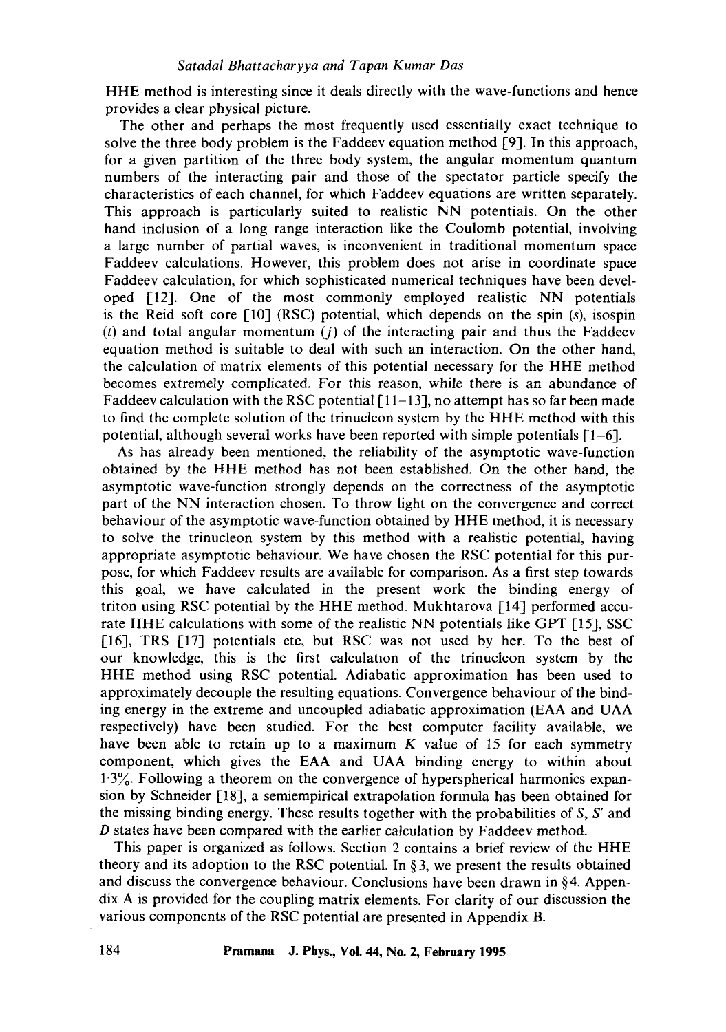HHE method is interesting since it deals directly with the wave-functions and hence provides a clear physical picture.

The other and perhaps the most frequently used essentially exact technique to solve the three body problem is the Faddeev equation method [9]. In this approach, for a given partition of the three body system, the angular momentum quantum numbers of the interacting pair and those of the spectator particle specify the characteristics of each channel, for which Faddeev equations are written separately. This approach is particularly suited to realistic NN potentials. On the other hand inclusion of a long range interaction like the Coulomb potential, involving a large number of partial waves, is inconvenient in traditional momentum space Faddeev calculations. However, this problem does not arise in coordinate space Faddeev calculation, for which sophisticated numerical techniques have been developed [12]. One of the most commonly employed realistic NN potentials is the Reid soft core [10] (RSC) potential, which depends on the spin ($s$), isospin ($t$) and total angular momentum ($j$) of the interacting pair and thus the Faddeev equation method is suitable to deal with such an interaction. On the other hand, the calculation of matrix elements of this potential necessary for the HHE method becomes extremely complicated. For this reason, while there is an abundance of Faddeev calculation with the RSC potential [11–13], no attempt has so far been made to find the complete solution of the trinucleon system by the HHE method with this potential, although several works have been reported with simple potentials [1–6].

As has already been mentioned, the reliability of the asymptotic wave-function obtained by the HHE method has not been established. On the other hand, the asymptotic wave-function strongly depends on the correctness of the asymptotic part of the NN interaction chosen. To throw light on the convergence and correct behaviour of the asymptotic wave-function obtained by HHE method, it is necessary to solve the trinucleon system by this method with a realistic potential, having appropriate asymptotic behaviour. We have chosen the RSC potential for this purpose, for which Faddeev results are available for comparison. As a first step towards this goal, we have calculated in the present work the binding energy of triton using RSC potential by the HHE method. Mukhtarova [14] performed accurate HHE calculations with some of the realistic NN potentials like GPT [15], SSC [16], TRS [17] potentials etc, but RSC was not used by her. To the best of our knowledge, this is the first calculation of the trinucleon system by the HHE method using RSC potential. Adiabatic approximation has been used to approximately decouple the resulting equations. Convergence behaviour of the binding energy in the extreme and uncoupled adiabatic approximation (EAA and UAA respectively) have been studied. For the best computer facility available, we have been able to retain up to a maximum $K$ value of 15 for each symmetry component, which gives the EAA and UAA binding energy to within about 1·3%. Following a theorem on the convergence of hyperspherical harmonics expansion by Schneider [18], a semiempirical extrapolation formula has been obtained for the missing binding energy. These results together with the probabilities of $S$, $S'$ and $D$ states have been compared with the earlier calculation by Faddeev method.

This paper is organized as follows. Section 2 contains a brief review of the HHE theory and its adoption to the RSC potential. In § 3, we present the results obtained and discuss the convergence behaviour. Conclusions have been drawn in § 4. Appendix A is provided for the coupling matrix elements. For clarity of our discussion the various components of the RSC potential are presented in Appendix B.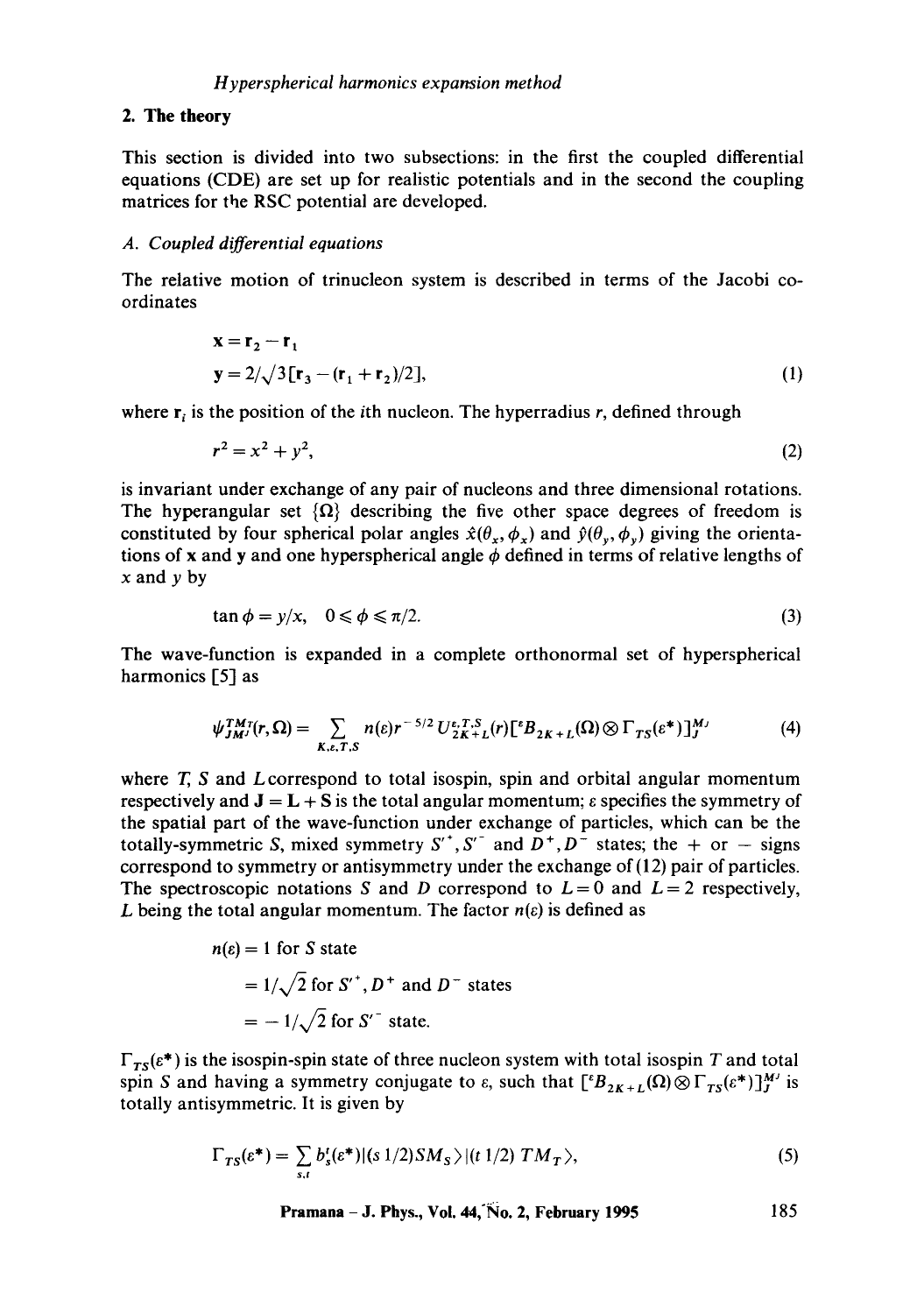## 2. The theory

This section is divided into two subsections: in the first the coupled differential equations (CDE) are set up for realistic potentials and in the second the coupling matrices for the RSC potential are developed.

### *A. Coupled differential equations*

The relative motion of trinucleon system is described in terms of the Jacobi co-ordinates

$$\mathbf{x} = \mathbf{r}_2 - \mathbf{r}_1$$
$$\mathbf{y} = 2/\sqrt{3}[\mathbf{r}_3 - (\mathbf{r}_1 + \mathbf{r}_2)/2], \tag{1}$$

where $\mathbf{r}_i$ is the position of the $i$th nucleon. The hyperradius $r$, defined through

$$r^2 = x^2 + y^2, \tag{2}$$

is invariant under exchange of any pair of nucleons and three dimensional rotations. The hyperangular set $\{\Omega\}$ describing the five other space degrees of freedom is constituted by four spherical polar angles $\hat{x}(\theta_x, \phi_x)$ and $\hat{y}(\theta_y, \phi_y)$ giving the orientations of $\mathbf{x}$ and $\mathbf{y}$ and one hyperspherical angle $\phi$ defined in terms of relative lengths of $x$ and $y$ by

$$\tan\phi = y/x, \quad 0 \leqslant \phi \leqslant \pi/2. \tag{3}$$

The wave-function is expanded in a complete orthonormal set of hyperspherical harmonics [5] as

$$\psi_{JM^J}^{TM_T}(r, \Omega) = \sum_{K,\varepsilon,T,S} n(\varepsilon) r^{-5/2} U_{2K+L}^{\varepsilon,T,S}(r)[{}^{\varepsilon}B_{2K+L}(\Omega) \otimes \Gamma_{TS}(\varepsilon^*)]_J^{M^J} \tag{4}$$

where $T$, $S$ and $L$ correspond to total isospin, spin and orbital angular momentum respectively and $\mathbf{J} = \mathbf{L} + \mathbf{S}$ is the total angular momentum; $\varepsilon$ specifies the symmetry of the spatial part of the wave-function under exchange of particles, which can be the totally-symmetric $S$, mixed symmetry $S'^+, S'^-$ and $D^+, D^-$ states; the + or − signs correspond to symmetry or antisymmetry under the exchange of (12) pair of particles. The spectroscopic notations $S$ and $D$ correspond to $L = 0$ and $L = 2$ respectively, $L$ being the total angular momentum. The factor $n(\varepsilon)$ is defined as

$$n(\varepsilon) = 1 \text{ for } S \text{ state}$$
$$= 1/\sqrt{2} \text{ for } S'^+, D^+ \text{ and } D^- \text{ states}$$
$$= -1/\sqrt{2} \text{ for } S'^- \text{ state.}$$

$\Gamma_{TS}(\varepsilon^*)$ is the isospin-spin state of three nucleon system with total isospin $T$ and total spin $S$ and having a symmetry conjugate to $\varepsilon$, such that $[{}^{\varepsilon}B_{2K+L}(\Omega) \otimes \Gamma_{TS}(\varepsilon^*)]_J^{M^J}$ is totally antisymmetric. It is given by

$$\Gamma_{TS}(\varepsilon^*) = \sum_{s,t} b_s^t(\varepsilon^*)|(s\,1/2)SM_S\rangle|(t\,1/2)\,TM_T\rangle, \tag{5}$$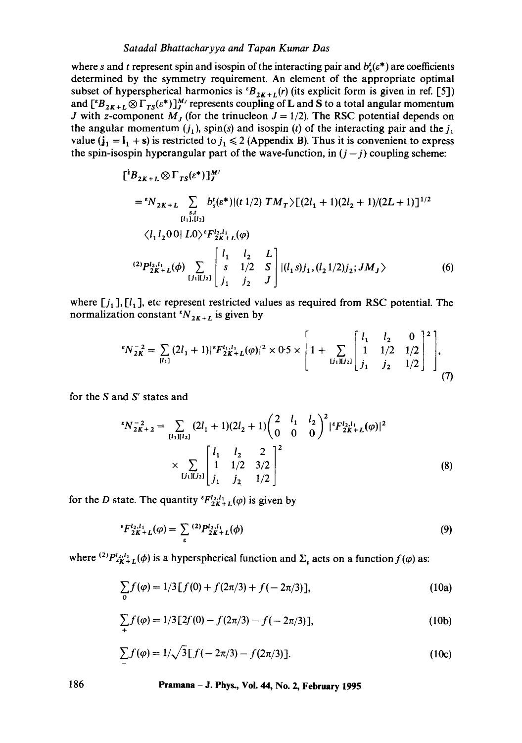where $s$ and $t$ represent spin and isospin of the interacting pair and $b_s^t(\varepsilon^*)$ are coefficients determined by the symmetry requirement. An element of the appropriate optimal subset of hyperspherical harmonics is ${}^{\varepsilon}B_{2K+L}(r)$ (its explicit form is given in ref. [5]) and $[{}^{\varepsilon}B_{2K+L}\otimes\Gamma_{TS}(\varepsilon^*)]_J^{M_J}$ represents coupling of L and S to a total angular momentum $J$ with $z$-component $M_J$ (for the trinucleon $J = 1/2$). The RSC potential depends on the angular momentum $(j_1)$, spin$(s)$ and isospin $(t)$ of the interacting pair and the $j_1$ value $(\mathbf{j}_1 = \mathbf{l}_1 + \mathbf{s})$ is restricted to $j_1 \leqslant 2$ (Appendix B). Thus it is convenient to express the spin-isospin hyperangular part of the wave-function, in $(j-j)$ coupling scheme:

$$
\begin{aligned}
&[{}^{\varepsilon}B_{2K+L}\otimes\Gamma_{TS}(\varepsilon^*)]_J^{M_J} \\
&= {}^{\varepsilon}N_{2K+L}\sum_{\substack{s,t\\ [l_1],[l_2]}} b_s^t(\varepsilon^*)|(t\,1/2)\,TM_T\rangle[(2l_1+1)(2l_2+1)/(2L+1)]^{1/2} \\
&\quad \langle l_1 l_2 0 0|L0\rangle\,{}^{\varepsilon}F_{2K+L}^{l_2,l_1}(\varphi) \\
&\quad {}^{(2)}P_{2K+L}^{l_2,l_1}(\phi)\sum_{[j_1][j_2]}\begin{bmatrix} l_1 & l_2 & L\\ s & 1/2 & S\\ j_1 & j_2 & J\end{bmatrix}|(l_1 s)j_1,(l_2 1/2)j_2;JM_J\rangle
\end{aligned}
\tag{6}
$$

where $[j_1]$, $[l_1]$, etc represent restricted values as required from RSC potential. The normalization constant ${}^{\varepsilon}N_{2K+L}$ is given by

$$
{}^{\varepsilon}N_{2K}^{-2} = \sum_{[l_1]}(2l_1+1)|{}^{\varepsilon}F_{2K+L}^{l_1,l_1}(\varphi)|^2\times 0{\cdot}5\times\left[1+\sum_{[j_1][j_2]}\begin{bmatrix} l_1 & l_2 & 0\\ 1 & 1/2 & 1/2\\ j_1 & j_2 & 1/2\end{bmatrix}^2\right],
\tag{7}
$$

for the $S$ and $S'$ states and

$$
\begin{aligned}
{}^{\varepsilon}N_{2K+2}^{-2} &= \sum_{[l_1][l_2]}(2l_1+1)(2l_2+1)\begin{pmatrix} 2 & l_1 & l_2\\ 0 & 0 & 0\end{pmatrix}^2|{}^{\varepsilon}F_{2K+L}^{l_2,l_1}(\varphi)|^2 \\
&\times\sum_{[j_1][j_2]}\begin{bmatrix} l_1 & l_2 & 2\\ 1 & 1/2 & 3/2\\ j_1 & j_2 & 1/2\end{bmatrix}^2
\end{aligned}
\tag{8}
$$

for the $D$ state. The quantity ${}^{\varepsilon}F_{2K+L}^{l_2,l_1}(\varphi)$ is given by

$$
{}^{\varepsilon}F_{2K+L}^{l_2,l_1}(\varphi) = \sum_{\varepsilon}{}^{(2)}P_{2K+L}^{l_2,l_1}(\phi)
\tag{9}
$$

where ${}^{(2)}P_{2K+L}^{l_2,l_1}(\phi)$ is a hyperspherical function and $\Sigma_\varepsilon$ acts on a function $f(\varphi)$ as:

$$
\sum_{0} f(\varphi) = 1/3[f(0)+f(2\pi/3)+f(-2\pi/3)],
\tag{10a}
$$

$$
\sum_{+} f(\varphi) = 1/3[2f(0)-f(2\pi/3)-f(-2\pi/3)],
\tag{10b}
$$

$$
\sum_{-} f(\varphi) = 1/\sqrt{3}[f(-2\pi/3)-f(2\pi/3)].
\tag{10c}
$$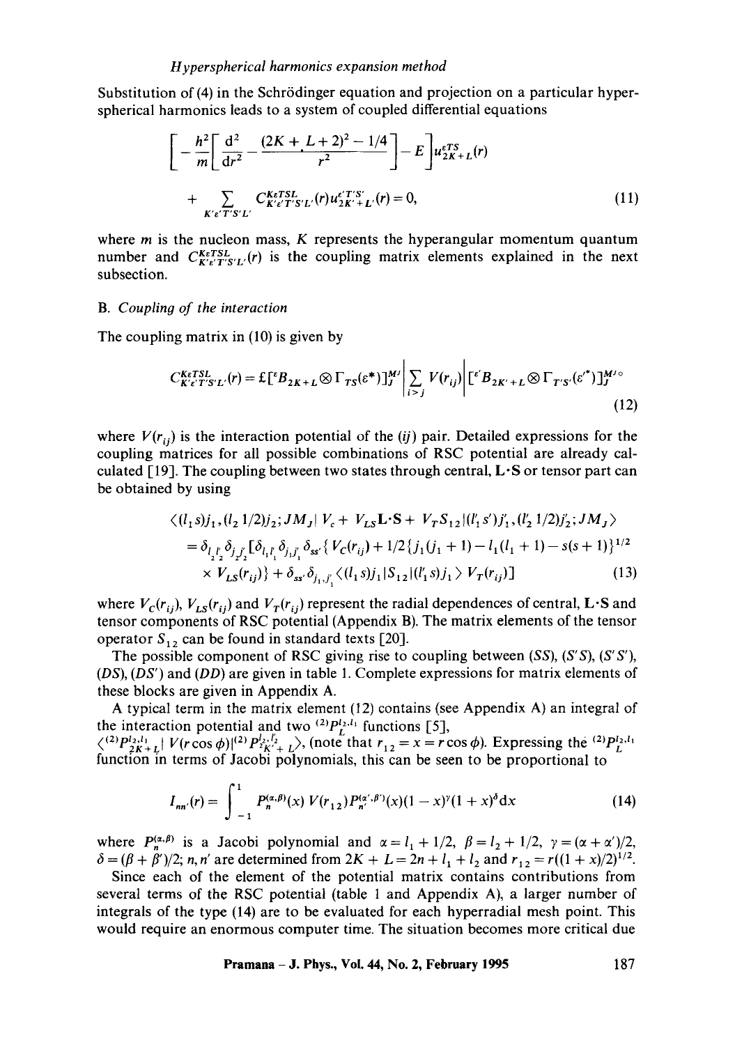Substitution of (4) in the Schrödinger equation and projection on a particular hyperspherical harmonics leads to a system of coupled differential equations

$$\left[-\frac{\hbar^2}{m}\left[\frac{\mathrm{d}^2}{\mathrm{d}r^2}-\frac{(2K+L+2)^2-1/4}{r^2}\right]-E\right]u^{\varepsilon TS}_{2K+L}(r)$$
$$+\sum_{K'\varepsilon'T'S'L'} C^{K\varepsilon TSL}_{K'\varepsilon'T'S'L'}(r)\,u^{\varepsilon'T'S'}_{2K'+L'}(r)=0, \tag{11}$$

where $m$ is the nucleon mass, $K$ represents the hyperangular momentum quantum number and $C^{K\varepsilon TSL}_{K'\varepsilon'T'S'L'}(r)$ is the coupling matrix elements explained in the next subsection.

### B. *Coupling of the interaction*

The coupling matrix in (10) is given by

$$C^{K\varepsilon TSL}_{K'\varepsilon'T'S'L'}(r)=\pounds[{}^{\varepsilon}B_{2K+L}\otimes\Gamma_{TS}(\varepsilon^*)]^{M_J}_J\left|\sum_{i>j}V(r_{ij})\right|[{}^{\varepsilon'}B_{2K'+L}\otimes\Gamma_{T'S'}(\varepsilon'^*)]^{M_J\circ}_J \tag{12}$$

where $V(r_{ij})$ is the interaction potential of the $(ij)$ pair. Detailed expressions for the coupling matrices for all possible combinations of RSC potential are already calculated [19]. The coupling between two states through central, $\mathbf{L}\cdot\mathbf{S}$ or tensor part can be obtained by using

$$\langle (l_1 s)j_1,(l_2\,1/2)j_2;JM_J|\,V_c+V_{LS}\mathbf{L}\cdot\mathbf{S}+V_T S_{12}\,|(l'_1 s')j'_1,(l'_2\,1/2)j'_2;JM_J\rangle$$
$$=\delta_{l_2l'_2}\delta_{j_2j'_2}[\delta_{l_1l'_1}\delta_{j_1j'_1}\delta_{ss'}\{V_C(r_{ij})+1/2\{j_1(j_1+1)-l_1(l_1+1)-s(s+1)\}^{1/2}$$
$$\times V_{LS}(r_{ij})\}+\delta_{ss'}\delta_{j_1,j'_1}\langle (l_1 s)j_1|S_{12}|(l'_1 s)j_1\rangle\,V_T(r_{ij})] \tag{13}$$

where $V_C(r_{ij})$, $V_{LS}(r_{ij})$ and $V_T(r_{ij})$ represent the radial dependences of central, $\mathbf{L}\cdot\mathbf{S}$ and tensor components of RSC potential (Appendix B). The matrix elements of the tensor operator $S_{12}$ can be found in standard texts [20].

The possible component of RSC giving rise to coupling between $(SS)$, $(S'S)$, $(S'S')$, $(DS)$, $(DS')$ and $(DD)$ are given in table 1. Complete expressions for matrix elements of these blocks are given in Appendix A.

A typical term in the matrix element (12) contains (see Appendix A) an integral of the interaction potential and two ${}^{(2)}P^{l_2,l_1}_L$ functions [5], $\langle {}^{(2)}P^{l_2,l_1}_{2K+L}|\,V(r\cos\phi)|{}^{(2)}P^{l_2,l_2}_{2K'+L}\rangle$, (note that $r_{12}=x=r\cos\phi$). Expressing the ${}^{(2)}P^{l_2,l_1}_L$ function in terms of Jacobi polynomials, this can be seen to be proportional to

$$I_{nn'}(r)=\int_{-1}^{1}P^{(\alpha,\beta)}_n(x)\,V(r_{12})\,P^{(\alpha',\beta')}_{n'}(x)(1-x)^{\gamma}(1+x)^{\delta}\mathrm{d}x \tag{14}$$

where $P^{(\alpha,\beta)}_n$ is a Jacobi polynomial and $\alpha=l_1+1/2$, $\beta=l_2+1/2$, $\gamma=(\alpha+\alpha')/2$, $\delta=(\beta+\beta')/2$; $n,n'$ are determined from $2K+L=2n+l_1+l_2$ and $r_{12}=r((1+x)/2)^{1/2}$.

Since each of the element of the potential matrix contains contributions from several terms of the RSC potential (table 1 and Appendix A), a larger number of integrals of the type (14) are to be evaluated for each hyperradial mesh point. This would require an enormous computer time. The situation becomes more critical due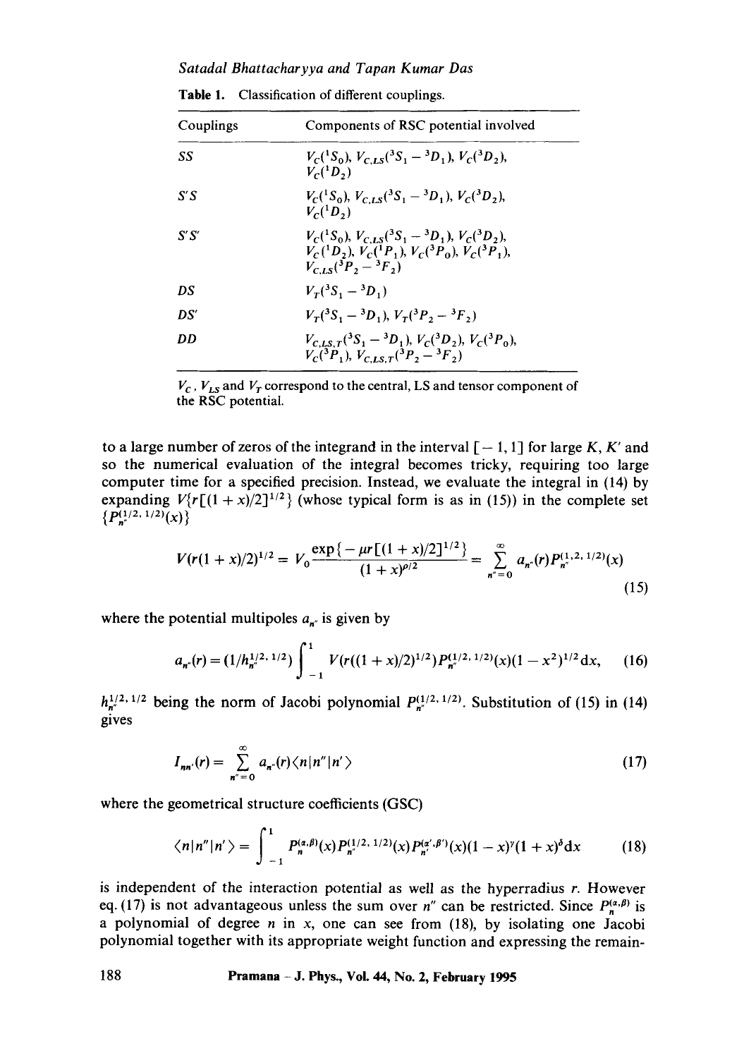**Table 1.** Classification of different couplings.

| Couplings | Components of RSC potential involved |
| --- | --- |
| $SS$ | $V_C(^1S_0)$, $V_{C,LS}(^3S_1-{}^3D_1)$, $V_C(^3D_2)$, $V_C(^1D_2)$ |
| $S'S$ | $V_C(^1S_0)$, $V_{C,LS}(^3S_1-{}^3D_1)$, $V_C(^3D_2)$, $V_C(^1D_2)$ |
| $S'S'$ | $V_C(^1S_0)$, $V_{C,LS}(^3S_1-{}^3D_1)$, $V_C(^3D_2)$, $V_C(^1D_2)$, $V_C(^1P_1)$, $V_C(^3P_0)$, $V_C(^3P_1)$, $V_{C,LS}(^3P_2-{}^3F_2)$ |
| $DS$ | $V_T(^3S_1-{}^3D_1)$ |
| $DS'$ | $V_T(^3S_1-{}^3D_1)$, $V_T(^3P_2-{}^3F_2)$ |
| $DD$ | $V_{C,LS,T}(^3S_1-{}^3D_1)$, $V_C(^3D_2)$, $V_C(^3P_0)$, $V_C(^3P_1)$, $V_{C,LS,T}(^3P_2-{}^3F_2)$ |

$V_C$, $V_{LS}$ and $V_T$ correspond to the central, LS and tensor component of the RSC potential.

to a large number of zeros of the integrand in the interval $[-1,1]$ for large $K$, $K'$ and so the numerical evaluation of the integral becomes tricky, requiring too large computer time for a specified precision. Instead, we evaluate the integral in (14) by expanding $V\{r[(1+x)/2]^{1/2}\}$ (whose typical form is as in (15)) in the complete set $\{P_{n''}^{(1/2,\,1/2)}(x)\}$

$$V(r(1+x)/2)^{1/2} = V_0\frac{\exp\{-\mu r[(1+x)/2]^{1/2}\}}{(1+x)^{\rho/2}} = \sum_{n''=0}^{\infty} a_{n''}(r)P_{n''}^{(1/2,\,1/2)}(x) \tag{15}$$

where the potential multipoles $a_{n''}$ is given by

$$a_{n''}(r) = (1/h_{n''}^{1/2,\,1/2})\int_{-1}^{1} V(r((1+x)/2)^{1/2})P_{n''}^{(1/2,\,1/2)}(x)(1-x^2)^{1/2}\mathrm{d}x, \tag{16}$$

$h_{n''}^{1/2,\,1/2}$ being the norm of Jacobi polynomial $P_{n''}^{(1/2,\,1/2)}$. Substitution of (15) in (14) gives

$$I_{nn'}(r) = \sum_{n''=0}^{\infty} a_{n''}(r)\langle n|n''|n'\rangle \tag{17}$$

where the geometrical structure coefficients (GSC)

$$\langle n|n''|n'\rangle = \int_{-1}^{1} P_n^{(\alpha,\beta)}(x)P_{n''}^{(1/2,\,1/2)}(x)P_{n'}^{(\alpha',\beta')}(x)(1-x)^{\gamma}(1+x)^{\delta}\mathrm{d}x \tag{18}$$

is independent of the interaction potential as well as the hyperradius $r$. However eq. (17) is not advantageous unless the sum over $n''$ can be restricted. Since $P_n^{(\alpha,\beta)}$ is a polynomial of degree $n$ in $x$, one can see from (18), by isolating one Jacobi polynomial together with its appropriate weight function and expressing the remain-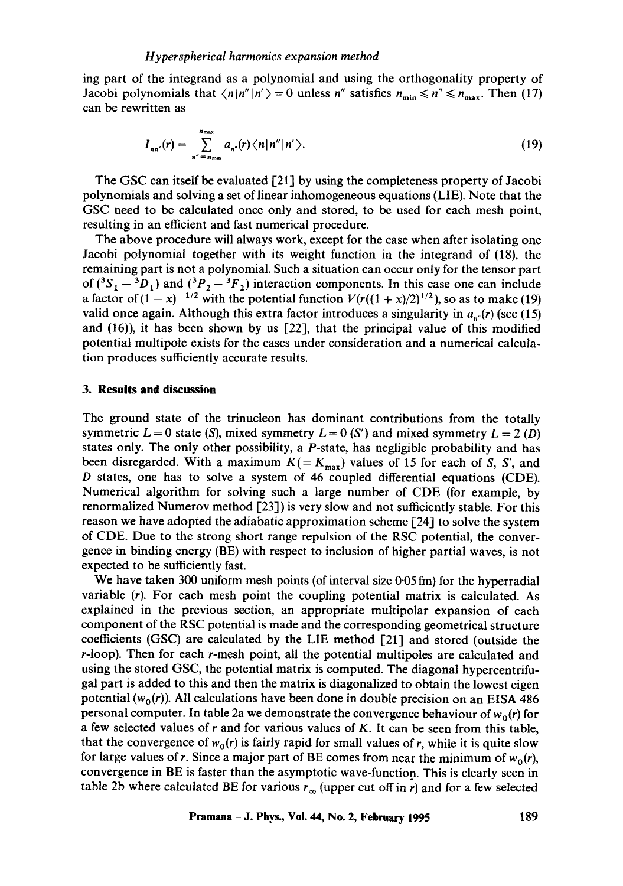ing part of the integrand as a polynomial and using the orthogonality property of Jacobi polynomials that $\langle n|n''|n'\rangle = 0$ unless $n''$ satisfies $n_{\min} \leqslant n'' \leqslant n_{\max}$. Then (17) can be rewritten as

$$I_{nn'}(r) = \sum_{n''=n_{\min}}^{n_{\max}} a_{n''}(r)\langle n|n''|n'\rangle. \tag{19}$$

The GSC can itself be evaluated [21] by using the completeness property of Jacobi polynomials and solving a set of linear inhomogeneous equations (LIE). Note that the GSC need to be calculated once only and stored, to be used for each mesh point, resulting in an efficient and fast numerical procedure.

The above procedure will always work, except for the case when after isolating one Jacobi polynomial together with its weight function in the integrand of (18), the remaining part is not a polynomial. Such a situation can occur only for the tensor part of $({}^3S_1 - {}^3D_1)$ and $({}^3P_2 - {}^3F_2)$ interaction components. In this case one can include a factor of $(1-x)^{-1/2}$ with the potential function $V(r((1+x)/2)^{1/2})$, so as to make (19) valid once again. Although this extra factor introduces a singularity in $a_{n''}(r)$ (see (15) and (16)), it has been shown by us [22], that the principal value of this modified potential multipole exists for the cases under consideration and a numerical calculation produces sufficiently accurate results.

## 3. Results and discussion

The ground state of the trinucleon has dominant contributions from the totally symmetric $L = 0$ state ($S$), mixed symmetry $L = 0$ ($S'$) and mixed symmetry $L = 2$ ($D$) states only. The only other possibility, a $P$-state, has negligible probability and has been disregarded. With a maximum $K(= K_{\max})$ values of 15 for each of $S$, $S'$, and $D$ states, one has to solve a system of 46 coupled differential equations (CDE). Numerical algorithm for solving such a large number of CDE (for example, by renormalized Numerov method [23]) is very slow and not sufficiently stable. For this reason we have adopted the adiabatic approximation scheme [24] to solve the system of CDE. Due to the strong short range repulsion of the RSC potential, the convergence in binding energy (BE) with respect to inclusion of higher partial waves, is not expected to be sufficiently fast.

We have taken 300 uniform mesh points (of interval size 0·05 fm) for the hyperradial variable ($r$). For each mesh point the coupling potential matrix is calculated. As explained in the previous section, an appropriate multipolar expansion of each component of the RSC potential is made and the corresponding geometrical structure coefficients (GSC) are calculated by the LIE method [21] and stored (outside the $r$-loop). Then for each $r$-mesh point, all the potential multipoles are calculated and using the stored GSC, the potential matrix is computed. The diagonal hypercentrifugal part is added to this and then the matrix is diagonalized to obtain the lowest eigen potential ($w_0(r)$). All calculations have been done in double precision on an EISA 486 personal computer. In table 2a we demonstrate the convergence behaviour of $w_0(r)$ for a few selected values of $r$ and for various values of $K$. It can be seen from this table, that the convergence of $w_0(r)$ is fairly rapid for small values of $r$, while it is quite slow for large values of $r$. Since a major part of BE comes from near the minimum of $w_0(r)$, convergence in BE is faster than the asymptotic wave-function. This is clearly seen in table 2b where calculated BE for various $r_\infty$ (upper cut off in $r$) and for a few selected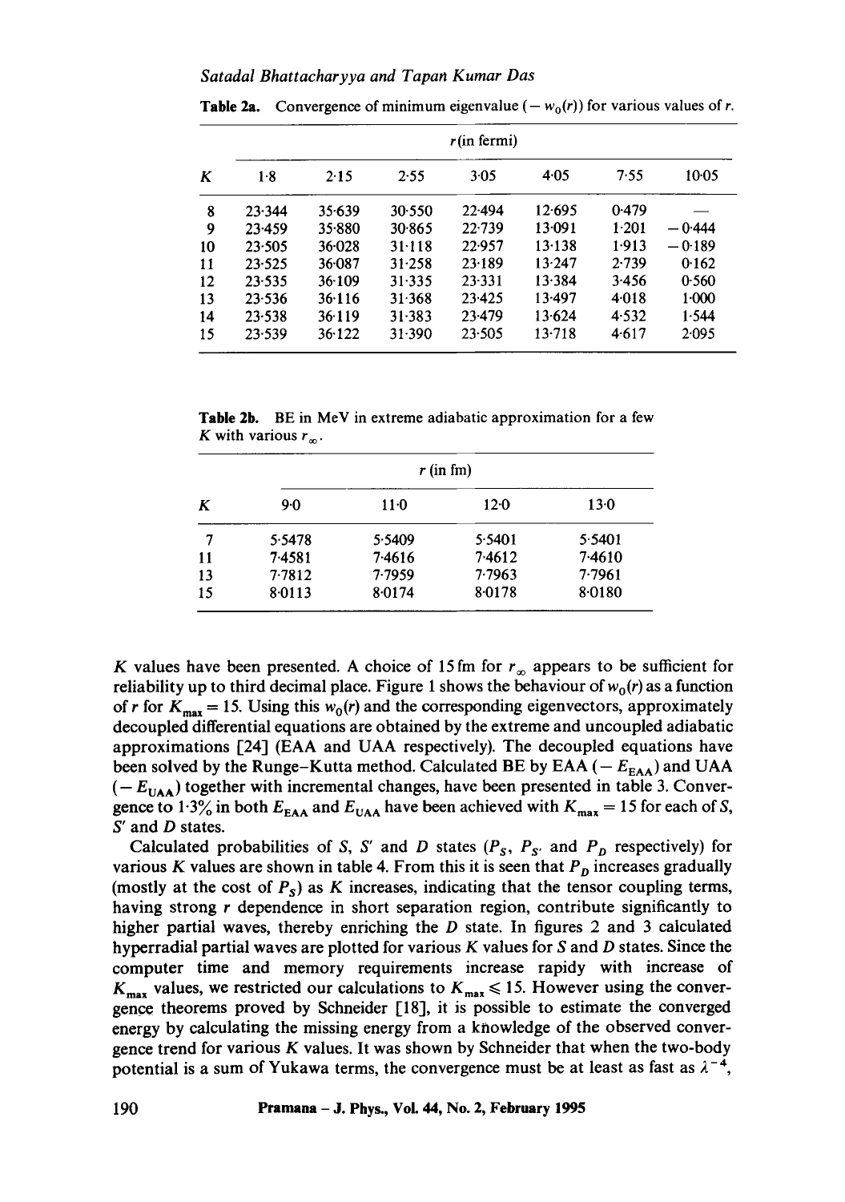**Table 2a.** Convergence of minimum eigenvalue ($-w_0(r)$) for various values of $r$.

| $K$ | $r$ (in fermi) | | | | | | |
|---|---|---|---|---|---|---|---|
| | 1·8 | 2·15 | 2·55 | 3·05 | 4·05 | 7·55 | 10·05 |
| 8 | 23·344 | 35·639 | 30·550 | 22·494 | 12·695 | 0·479 | — |
| 9 | 23·459 | 35·880 | 30·865 | 22·739 | 13·091 | 1·201 | −0·444 |
| 10 | 23·505 | 36·028 | 31·118 | 22·957 | 13·138 | 1·913 | −0·189 |
| 11 | 23·525 | 36·087 | 31·258 | 23·189 | 13·247 | 2·739 | 0·162 |
| 12 | 23·535 | 36·109 | 31·335 | 23·331 | 13·384 | 3·456 | 0·560 |
| 13 | 23·536 | 36·116 | 31·368 | 23·425 | 13·497 | 4·018 | 1·000 |
| 14 | 23·538 | 36·119 | 31·383 | 23·479 | 13·624 | 4·532 | 1·544 |
| 15 | 23·539 | 36·122 | 31·390 | 23·505 | 13·718 | 4·617 | 2·095 |

**Table 2b.** BE in MeV in extreme adiabatic approximation for a few $K$ with various $r_\infty$.

| $K$ | $r$ (in fm) | | | |
|---|---|---|---|---|
| | 9·0 | 11·0 | 12·0 | 13·0 |
| 7 | 5·5478 | 5·5409 | 5·5401 | 5·5401 |
| 11 | 7·4581 | 7·4616 | 7·4612 | 7·4610 |
| 13 | 7·7812 | 7·7959 | 7·7963 | 7·7961 |
| 15 | 8·0113 | 8·0174 | 8·0178 | 8·0180 |

$K$ values have been presented. A choice of 15 fm for $r_\infty$ appears to be sufficient for reliability up to third decimal place. Figure 1 shows the behaviour of $w_0(r)$ as a function of $r$ for $K_{max} = 15$. Using this $w_0(r)$ and the corresponding eigenvectors, approximately decoupled differential equations are obtained by the extreme and uncoupled adiabatic approximations [24] (EAA and UAA respectively). The decoupled equations have been solved by the Runge–Kutta method. Calculated BE by EAA ($-E_{EAA}$) and UAA ($-E_{UAA}$) together with incremental changes, have been presented in table 3. Convergence to 1·3% in both $E_{EAA}$ and $E_{UAA}$ have been achieved with $K_{max} = 15$ for each of $S$, $S'$ and $D$ states.

Calculated probabilities of $S$, $S'$ and $D$ states ($P_S$, $P_{S'}$ and $P_D$ respectively) for various $K$ values are shown in table 4. From this it is seen that $P_D$ increases gradually (mostly at the cost of $P_S$) as $K$ increases, indicating that the tensor coupling terms, having strong $r$ dependence in short separation region, contribute significantly to higher partial waves, thereby enriching the $D$ state. In figures 2 and 3 calculated hyperradial partial waves are plotted for various $K$ values for $S$ and $D$ states. Since the computer time and memory requirements increase rapidy with increase of $K_{max}$ values, we restricted our calculations to $K_{max} \leqslant 15$. However using the convergence theorems proved by Schneider [18], it is possible to estimate the converged energy by calculating the missing energy from a knowledge of the observed convergence trend for various $K$ values. It was shown by Schneider that when the two-body potential is a sum of Yukawa terms, the convergence must be at least as fast as $\lambda^{-4}$,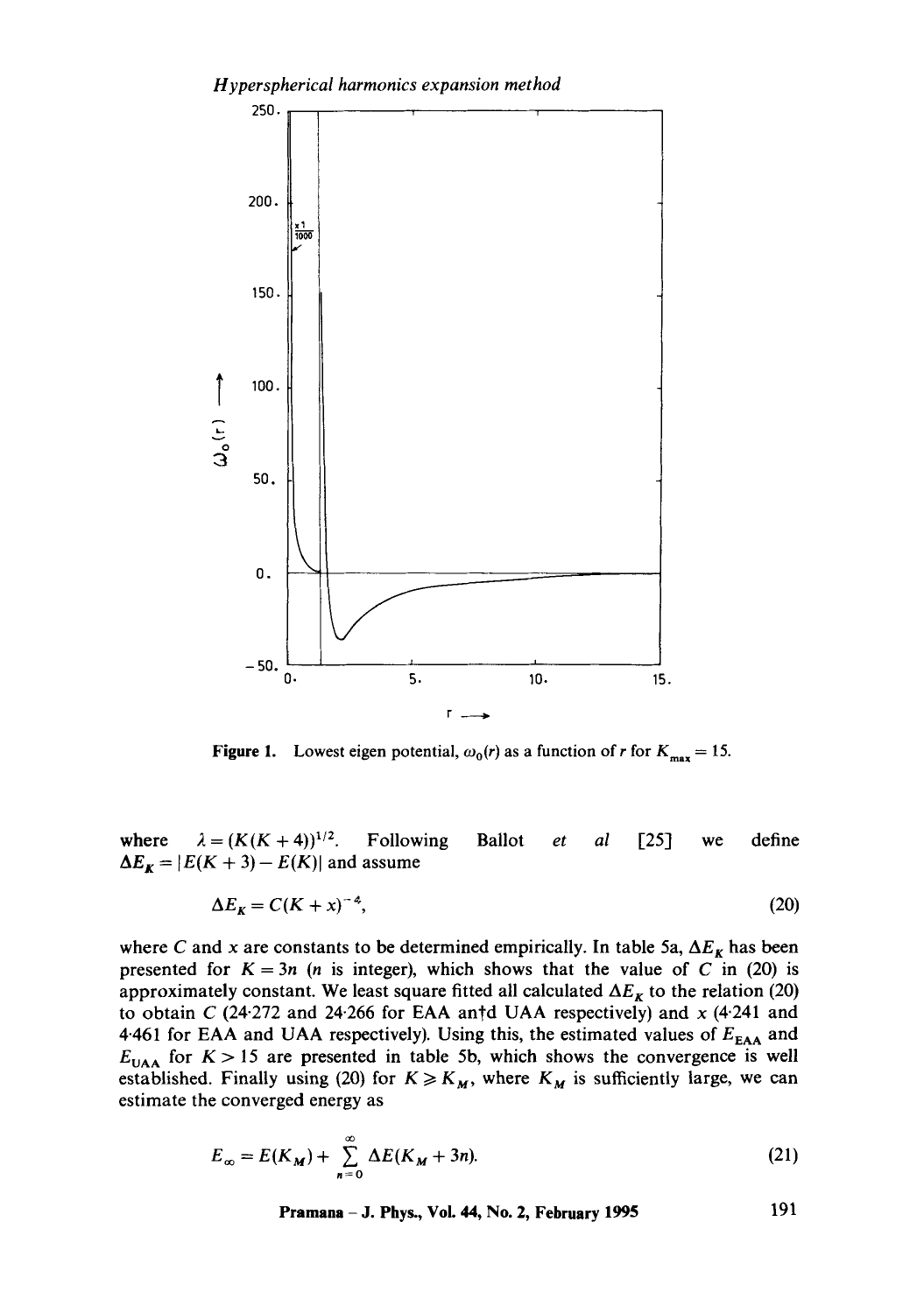**Figure 1.** Lowest eigen potential, $\omega_0(r)$ as a function of $r$ for $K_{max} = 15$.

where $\lambda = (K(K+4))^{1/2}$. Following Ballot *et al* [25] we define $\Delta E_K = |E(K+3) - E(K)|$ and assume

$$\Delta E_K = C(K+x)^{-4}, \tag{20}$$

where $C$ and $x$ are constants to be determined empirically. In table 5a, $\Delta E_K$ has been presented for $K = 3n$ ($n$ is integer), which shows that the value of $C$ in (20) is approximately constant. We least square fitted all calculated $\Delta E_K$ to the relation (20) to obtain $C$ (24·272 and 24·266 for EAA antd UAA respectively) and $x$ (4·241 and 4·461 for EAA and UAA respectively). Using this, the estimated values of $E_{\text{EAA}}$ and $E_{\text{UAA}}$ for $K > 15$ are presented in table 5b, which shows the convergence is well established. Finally using (20) for $K \geqslant K_M$, where $K_M$ is sufficiently large, we can estimate the converged energy as

$$E_\infty = E(K_M) + \sum_{n=0}^{\infty} \Delta E(K_M + 3n). \tag{21}$$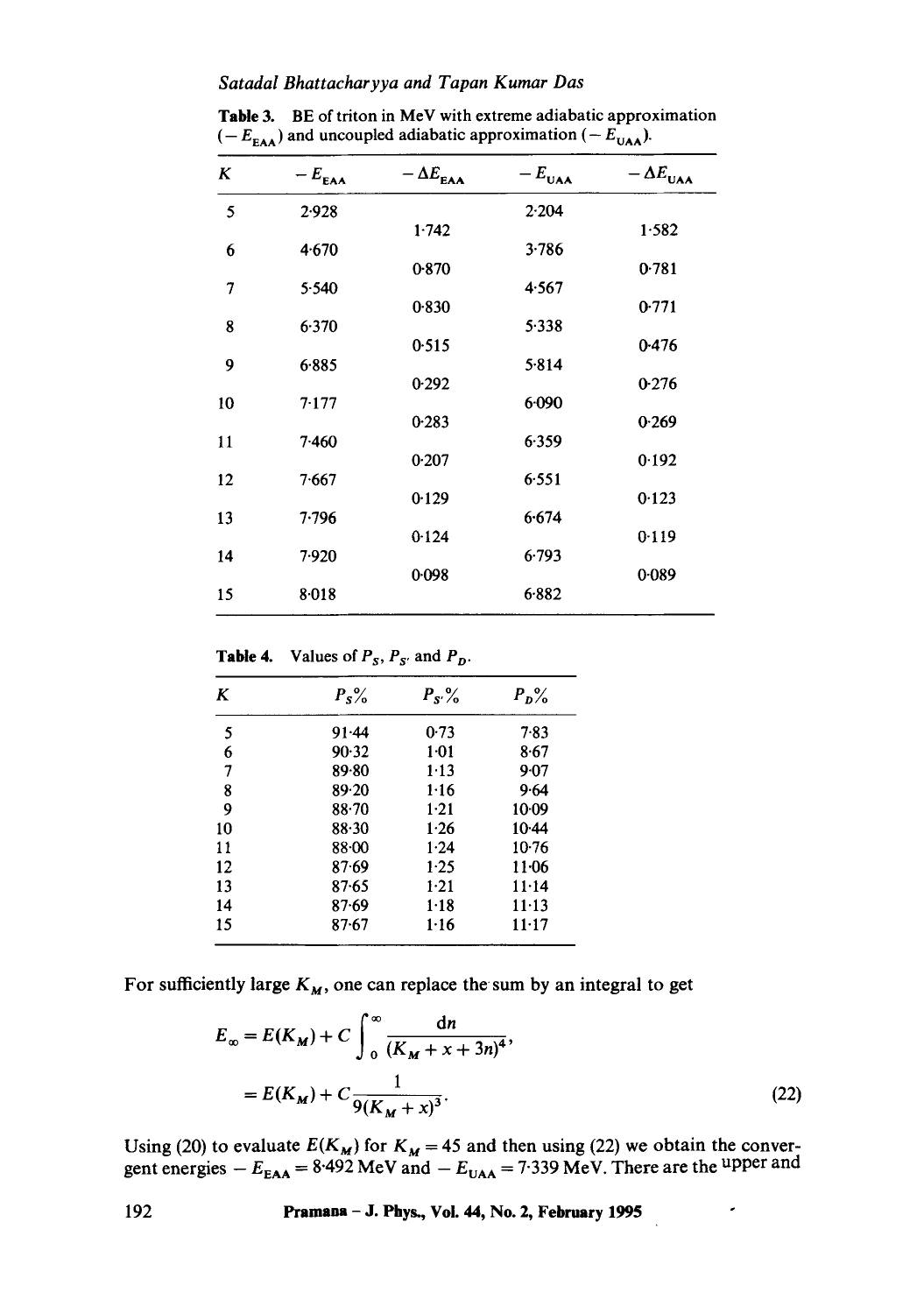**Table 3.** BE of triton in MeV with extreme adiabatic approximation ($-E_{EAA}$) and uncoupled adiabatic approximation ($-E_{UAA}$).

| $K$ | $-E_{EAA}$ | $-\Delta E_{EAA}$ | $-E_{UAA}$ | $-\Delta E_{UAA}$ |
|---|---|---|---|---|
| 5 | 2·928 | | 2·204 | |
| | | 1·742 | | 1·582 |
| 6 | 4·670 | | 3·786 | |
| | | 0·870 | | 0·781 |
| 7 | 5·540 | | 4·567 | |
| | | 0·830 | | 0·771 |
| 8 | 6·370 | | 5·338 | |
| | | 0·515 | | 0·476 |
| 9 | 6·885 | | 5·814 | |
| | | 0·292 | | 0·276 |
| 10 | 7·177 | | 6·090 | |
| | | 0·283 | | 0·269 |
| 11 | 7·460 | | 6·359 | |
| | | 0·207 | | 0·192 |
| 12 | 7·667 | | 6·551 | |
| | | 0·129 | | 0·123 |
| 13 | 7·796 | | 6·674 | |
| | | 0·124 | | 0·119 |
| 14 | 7·920 | | 6·793 | |
| | | 0·098 | | 0·089 |
| 15 | 8·018 | | 6·882 | |

**Table 4.** Values of $P_S$, $P_{S'}$ and $P_D$.

| $K$ | $P_S$% | $P_{S'}$% | $P_D$% |
|---|---|---|---|
| 5 | 91·44 | 0·73 | 7·83 |
| 6 | 90·32 | 1·01 | 8·67 |
| 7 | 89·80 | 1·13 | 9·07 |
| 8 | 89·20 | 1·16 | 9·64 |
| 9 | 88·70 | 1·21 | 10·09 |
| 10 | 88·30 | 1·26 | 10·44 |
| 11 | 88·00 | 1·24 | 10·76 |
| 12 | 87·69 | 1·25 | 11·06 |
| 13 | 87·65 | 1·21 | 11·14 |
| 14 | 87·69 | 1·18 | 11·13 |
| 15 | 87·67 | 1·16 | 11·17 |

For sufficiently large $K_M$, one can replace the sum by an integral to get

$$E_\infty = E(K_M) + C\int_0^\infty \frac{\mathrm{d}n}{(K_M + x + 3n)^4},$$
$$= E(K_M) + C\frac{1}{9(K_M + x)^3}. \tag{22}$$

Using (20) to evaluate $E(K_M)$ for $K_M = 45$ and then using (22) we obtain the convergent energies $-E_{EAA} = 8{\cdot}492$ MeV and $-E_{UAA} = 7{\cdot}339$ MeV. There are the upper and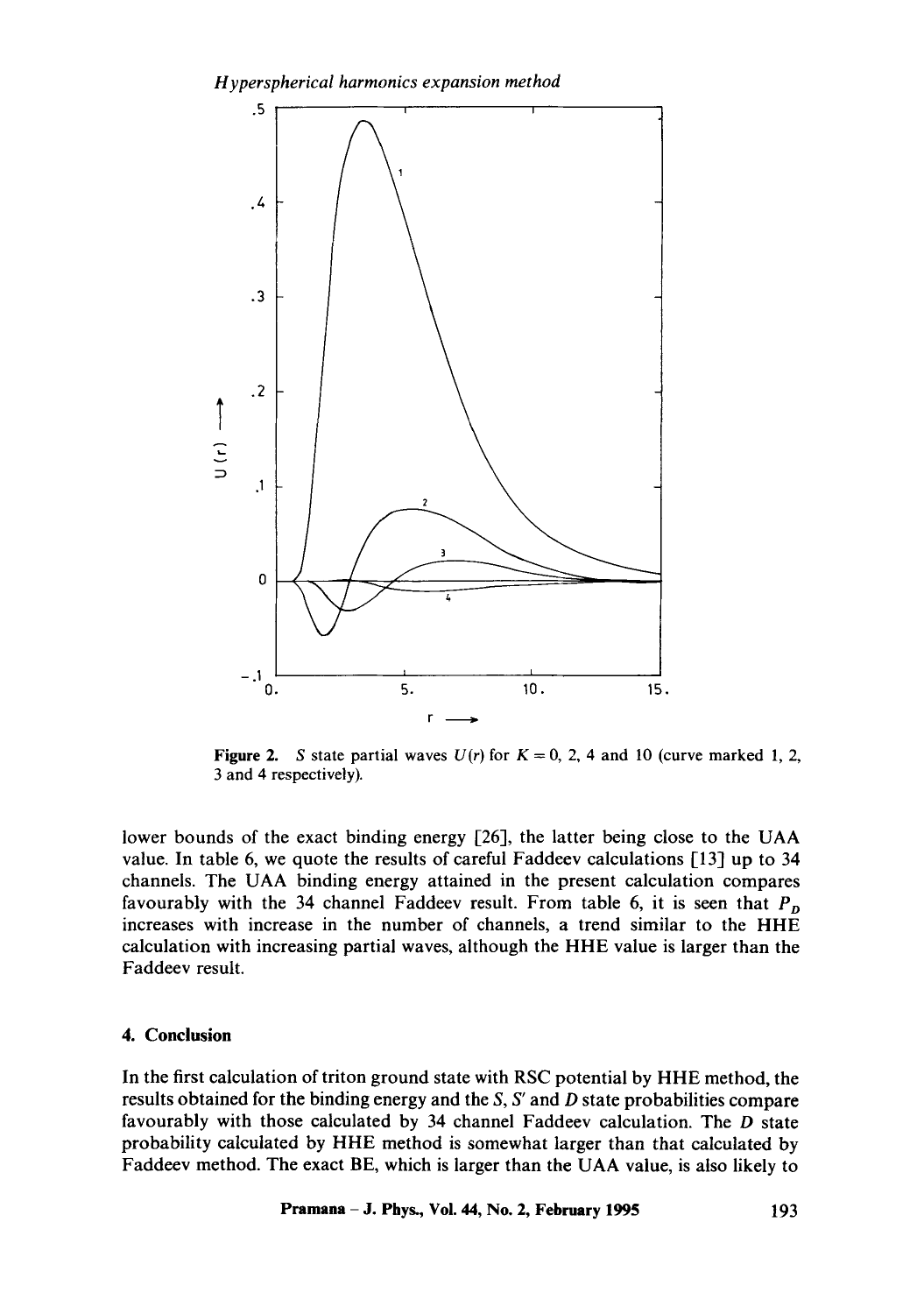**Figure 2.** $S$ state partial waves $U(r)$ for $K = 0$, 2, 4 and 10 (curve marked 1, 2, 3 and 4 respectively).

lower bounds of the exact binding energy [26], the latter being close to the UAA value. In table 6, we quote the results of careful Faddeev calculations [13] up to 34 channels. The UAA binding energy attained in the present calculation compares favourably with the 34 channel Faddeev result. From table 6, it is seen that $P_D$ increases with increase in the number of channels, a trend similar to the HHE calculation with increasing partial waves, although the HHE value is larger than the Faddeev result.

## 4. Conclusion

In the first calculation of triton ground state with RSC potential by HHE method, the results obtained for the binding energy and the $S$, $S'$ and $D$ state probabilities compare favourably with those calculated by 34 channel Faddeev calculation. The $D$ state probability calculated by HHE method is somewhat larger than that calculated by Faddeev method. The exact BE, which is larger than the UAA value, is also likely to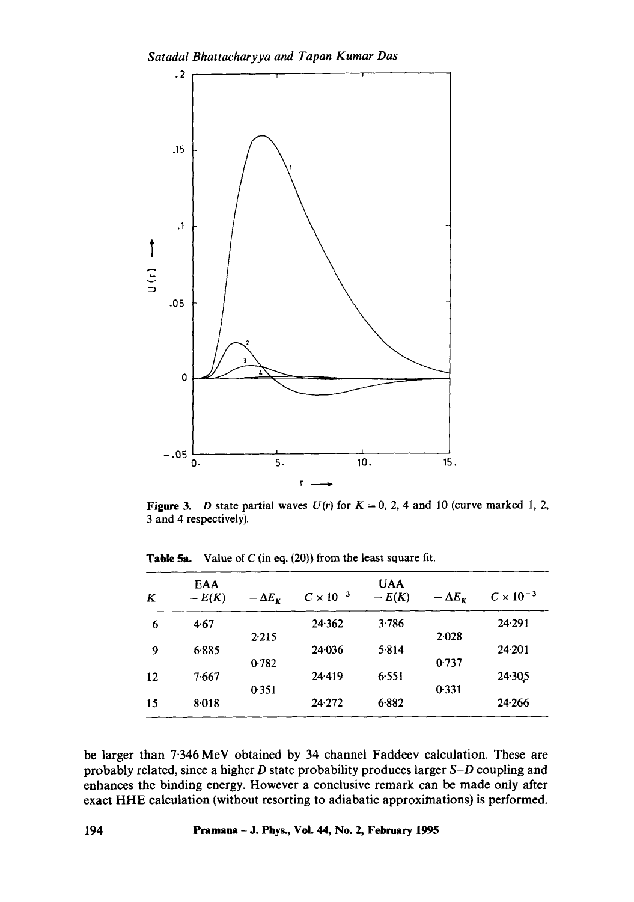**Figure 3.** $D$ state partial waves $U(r)$ for $K = 0$, 2, 4 and 10 (curve marked 1, 2, 3 and 4 respectively).

**Table 5a.** Value of $C$ (in eq. (20)) from the least square fit.

| $K$ | EAA $-E(K)$ | $-\Delta E_K$ | $C \times 10^{-3}$ | UAA $-E(K)$ | $-\Delta E_K$ | $C \times 10^{-3}$ |
|---|---|---|---|---|---|---|
| 6 | 4·67 | | 24·362 | 3·786 | | 24·291 |
| | | 2·215 | | | 2·028 | |
| 9 | 6·885 | | 24·036 | 5·814 | | 24·201 |
| | | 0·782 | | | 0·737 | |
| 12 | 7·667 | | 24·419 | 6·551 | | 24·305 |
| | | 0·351 | | | 0·331 | |
| 15 | 8·018 | | 24·272 | 6·882 | | 24·266 |

be larger than 7·346 MeV obtained by 34 channel Faddeev calculation. These are probably related, since a higher $D$ state probability produces larger $S$–$D$ coupling and enhances the binding energy. However a conclusive remark can be made only after exact HHE calculation (without resorting to adiabatic approximations) is performed.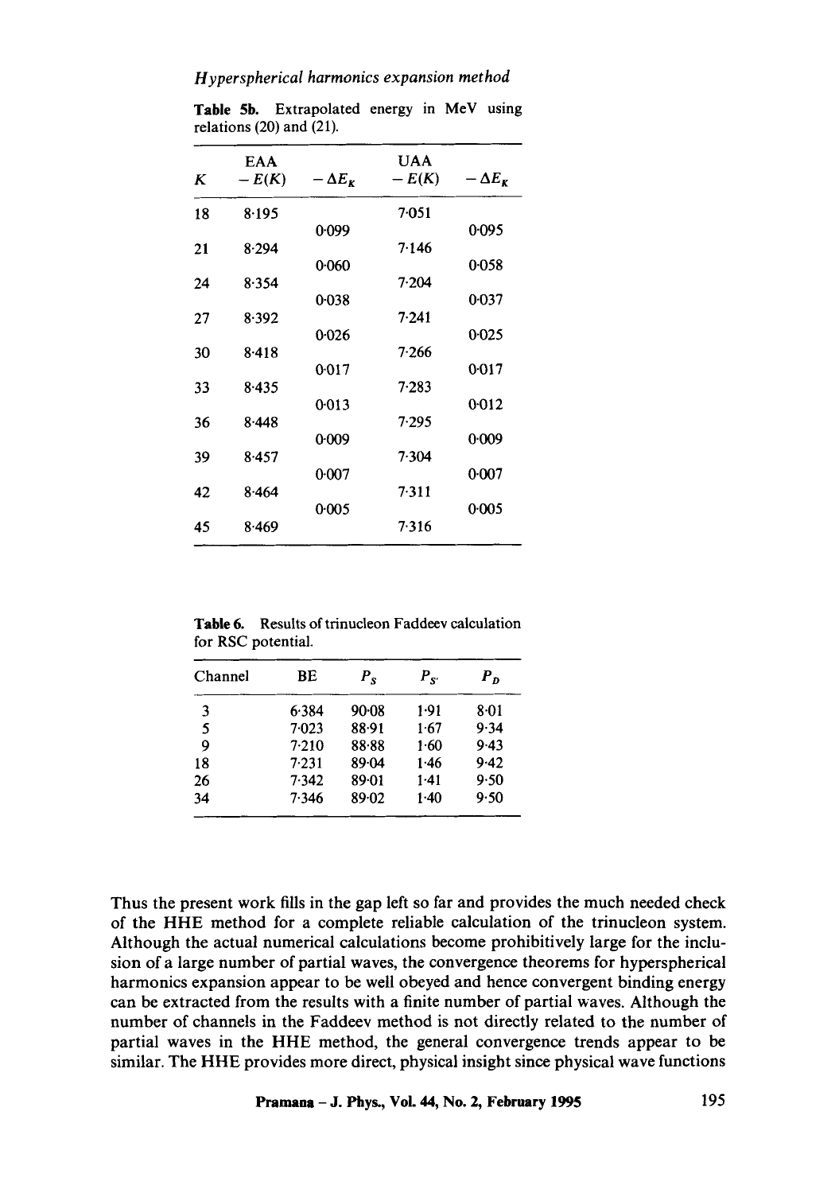**Table 5b.** Extrapolated energy in MeV using relations (20) and (21).

| $K$ | EAA $-E(K)$ | $-\Delta E_K$ | UAA $-E(K)$ | $-\Delta E_K$ |
|---|---|---|---|---|
| 18 | 8·195 | | 7·051 | |
| | | 0·099 | | 0·095 |
| 21 | 8·294 | | 7·146 | |
| | | 0·060 | | 0·058 |
| 24 | 8·354 | | 7·204 | |
| | | 0·038 | | 0·037 |
| 27 | 8·392 | | 7·241 | |
| | | 0·026 | | 0·025 |
| 30 | 8·418 | | 7·266 | |
| | | 0·017 | | 0·017 |
| 33 | 8·435 | | 7·283 | |
| | | 0·013 | | 0·012 |
| 36 | 8·448 | | 7·295 | |
| | | 0·009 | | 0·009 |
| 39 | 8·457 | | 7·304 | |
| | | 0·007 | | 0·007 |
| 42 | 8·464 | | 7·311 | |
| | | 0·005 | | 0·005 |
| 45 | 8·469 | | 7·316 | |

**Table 6.** Results of trinucleon Faddeev calculation for RSC potential.

| Channel | BE | $P_S$ | $P_{S'}$ | $P_D$ |
|---|---|---|---|---|
| 3 | 6·384 | 90·08 | 1·91 | 8·01 |
| 5 | 7·023 | 88·91 | 1·67 | 9·34 |
| 9 | 7·210 | 88·88 | 1·60 | 9·43 |
| 18 | 7·231 | 89·04 | 1·46 | 9·42 |
| 26 | 7·342 | 89·01 | 1·41 | 9·50 |
| 34 | 7·346 | 89·02 | 1·40 | 9·50 |

Thus the present work fills in the gap left so far and provides the much needed check of the HHE method for a complete reliable calculation of the trinucleon system. Although the actual numerical calculations become prohibitively large for the inclusion of a large number of partial waves, the convergence theorems for hyperspherical harmonics expansion appear to be well obeyed and hence convergent binding energy can be extracted from the results with a finite number of partial waves. Although the number of channels in the Faddeev method is not directly related to the number of partial waves in the HHE method, the general convergence trends appear to be similar. The HHE provides more direct, physical insight since physical wave functions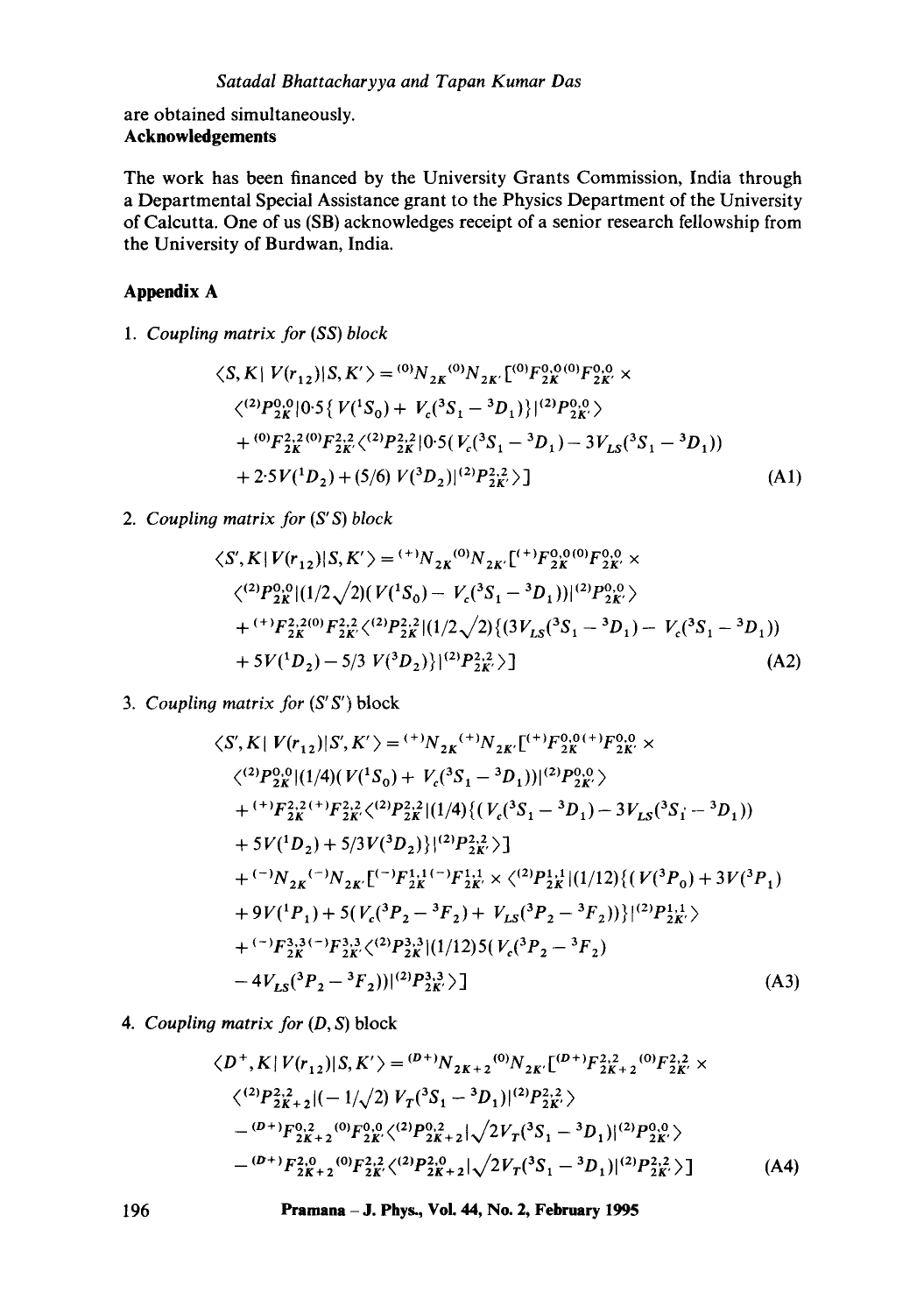are obtained simultaneously.

## Acknowledgements

The work has been financed by the University Grants Commission, India through a Departmental Special Assistance grant to the Physics Department of the University of Calcutta. One of us (SB) acknowledges receipt of a senior research fellowship from the University of Burdwan, India.

## Appendix A

1. *Coupling matrix for (SS) block*

$$\begin{aligned}
\langle S,K|\,V(r_{12})|S,K'\rangle &= {}^{(0)}N_{2K}{}^{(0)}N_{2K'}[{}^{(0)}F^{0,0}_{2K}{}^{(0)}F^{0,0}_{2K'}\times \\
&\langle {}^{(2)}P^{0,0}_{2K}|0{\cdot}5\{V({}^1S_0)+V_c({}^3S_1-{}^3D_1)\}|{}^{(2)}P^{0,0}_{2K'}\rangle \\
&+{}^{(0)}F^{2,2}_{2K}{}^{(0)}F^{2,2}_{2K'}\langle {}^{(2)}P^{2,2}_{2K}|0{\cdot}5(V_c({}^3S_1-{}^3D_1)-3V_{LS}({}^3S_1-{}^3D_1)) \\
&+2{\cdot}5V({}^1D_2)+(5/6)\,V({}^3D_2)|{}^{(2)}P^{2,2}_{2K'}\rangle] \qquad\qquad \text{(A1)}
\end{aligned}$$

2. *Coupling matrix for (S′S) block*

$$\begin{aligned}
\langle S',K|\,V(r_{12})|S,K'\rangle &= {}^{(+)}N_{2K}{}^{(0)}N_{2K'}[{}^{(+)}F^{0,0}_{2K}{}^{(0)}F^{0,0}_{2K'}\times \\
&\langle {}^{(2)}P^{0,0}_{2K}|(1/2\sqrt{2})(V({}^1S_0)-V_c({}^3S_1-{}^3D_1))|{}^{(2)}P^{0,0}_{2K'}\rangle \\
&+{}^{(+)}F^{2,2}_{2K}{}^{(0)}F^{2,2}_{2K'}\langle {}^{(2)}P^{2,2}_{2K}|(1/2\sqrt{2})\{(3V_{LS}({}^3S_1-{}^3D_1)-V_c({}^3S_1-{}^3D_1)) \\
&+5V({}^1D_2)-5/3\,V({}^3D_2)\}|{}^{(2)}P^{2,2}_{2K'}\rangle] \qquad\qquad \text{(A2)}
\end{aligned}$$

3. *Coupling matrix for (S′S′)* block

$$\begin{aligned}
\langle S',K|\,V(r_{12})|S',K'\rangle &= {}^{(+)}N_{2K}{}^{(+)}N_{2K'}[{}^{(+)}F^{0,0}_{2K}{}^{(+)}F^{0,0}_{2K'}\times \\
&\langle {}^{(2)}P^{0,0}_{2K}|(1/4)(V({}^1S_0)+V_c({}^3S_1-{}^3D_1))|{}^{(2)}P^{0,0}_{2K'}\rangle \\
&+{}^{(+)}F^{2,2}_{2K}{}^{(+)}F^{2,2}_{2K'}\langle {}^{(2)}P^{2,2}_{2K}|(1/4)\{(V_c({}^3S_1-{}^3D_1)-3V_{LS}({}^3S_1-{}^3D_1)) \\
&+5V({}^1D_2)+5/3V({}^3D_2)\}|{}^{(2)}P^{2,2}_{2K'}\rangle] \\
&+{}^{(-)}N_{2K}{}^{(-)}N_{2K'}[{}^{(-)}F^{1,1}_{2K}{}^{(-)}F^{1,1}_{2K'}\times\langle {}^{(2)}P^{1,1}_{2K}|(1/12)\{(V({}^3P_0)+3V({}^3P_1) \\
&+9V({}^1P_1)+5(V_c({}^3P_2-{}^3F_2)+V_{LS}({}^3P_2-{}^3F_2))\}|{}^{(2)}P^{1,1}_{2K'}\rangle \\
&+{}^{(-)}F^{3,3}_{2K}{}^{(-)}F^{3,3}_{2K'}\langle {}^{(2)}P^{3,3}_{2K}|(1/12)5(V_c({}^3P_2-{}^3F_2) \\
&-4V_{LS}({}^3P_2-{}^3F_2))|{}^{(2)}P^{3,3}_{2K'}\rangle] \qquad\qquad \text{(A3)}
\end{aligned}$$

4. *Coupling matrix for (D, S)* block

$$\begin{aligned}
\langle D^+,K|\,V(r_{12})|S,K'\rangle &= {}^{(D+)}N_{2K+2}{}^{(0)}N_{2K'}[{}^{(D+)}F^{2,2}_{2K+2}{}^{(0)}F^{2,2}_{2K'}\times \\
&\langle {}^{(2)}P^{2,2}_{2K+2}|(-1/\sqrt{2})\,V_T({}^3S_1-{}^3D_1)|{}^{(2)}P^{2,2}_{2K'}\rangle \\
&-{}^{(D+)}F^{0,2}_{2K+2}{}^{(0)}F^{0,0}_{2K'}\langle {}^{(2)}P^{0,2}_{2K+2}|\sqrt{2}V_T({}^3S_1-{}^3D_1)|{}^{(2)}P^{0,0}_{2K'}\rangle \\
&-{}^{(D+)}F^{2,0}_{2K+2}{}^{(0)}F^{2,2}_{2K'}\langle {}^{(2)}P^{2,0}_{2K+2}|\sqrt{2}V_T({}^3S_1-{}^3D_1)|{}^{(2)}P^{2,2}_{2K'}\rangle] \qquad\qquad \text{(A4)}
\end{aligned}$$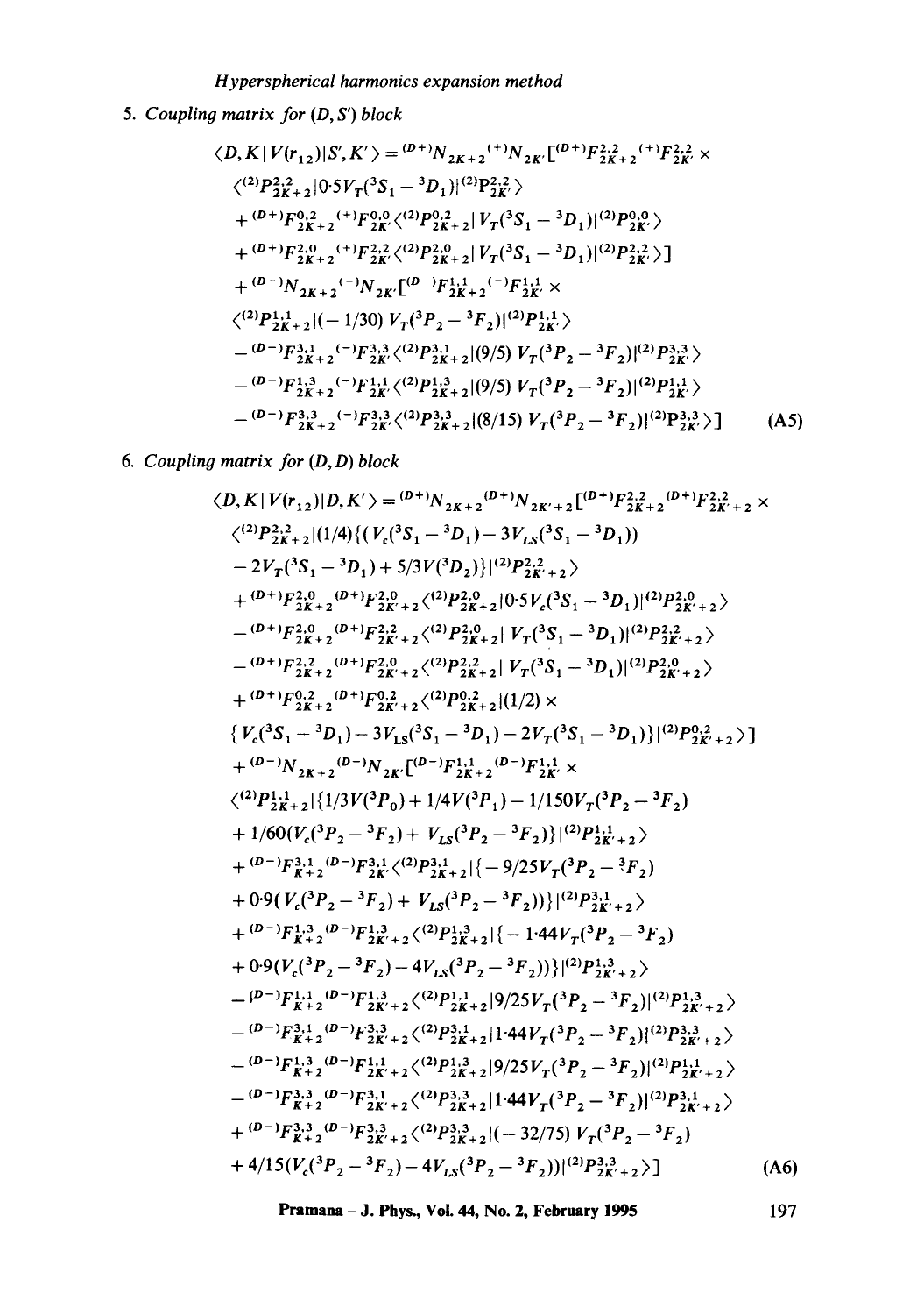5. *Coupling matrix for $(D, S')$ block*

$$
\begin{aligned}
\langle D, K | V(r_{12}) | S', K' \rangle = {}& {}^{(D+)}N_{2K+2}\, {}^{(+)}N_{2K'} [ {}^{(D+)}F^{2,2}_{2K+2}\, {}^{(+)}F^{2,2}_{2K'} \times \\
& \langle {}^{(2)}P^{2,2}_{2K+2} | 0{\cdot}5 V_T({}^3S_1 - {}^3D_1) | {}^{(2)}P^{2,2}_{2K'} \rangle \\
& + {}^{(D+)}F^{0,2}_{2K+2}\, {}^{(+)}F^{0,0}_{2K'} \langle {}^{(2)}P^{0,2}_{2K+2} | V_T({}^3S_1 - {}^3D_1) | {}^{(2)}P^{0,0}_{2K'} \rangle \\
& + {}^{(D+)}F^{2,0}_{2K+2}\, {}^{(+)}F^{2,2}_{2K'} \langle {}^{(2)}P^{2,0}_{2K+2} | V_T({}^3S_1 - {}^3D_1) | {}^{(2)}P^{2,2}_{2K'} \rangle ] \\
& + {}^{(D-)}N_{2K+2}\, {}^{(-)}N_{2K'} [ {}^{(D-)}F^{1,1}_{2K+2}\, {}^{(-)}F^{1,1}_{2K'} \times \\
& \langle {}^{(2)}P^{1,1}_{2K+2} | (-1/30)\, V_T({}^3P_2 - {}^3F_2) | {}^{(2)}P^{1,1}_{2K'} \rangle \\
& - {}^{(D-)}F^{3,1}_{2K+2}\, {}^{(-)}F^{3,3}_{2K'} \langle {}^{(2)}P^{3,1}_{2K+2} | (9/5)\, V_T({}^3P_2 - {}^3F_2) | {}^{(2)}P^{3,3}_{2K'} \rangle \\
& - {}^{(D-)}F^{1,3}_{2K+2}\, {}^{(-)}F^{1,1}_{2K'} \langle {}^{(2)}P^{1,3}_{2K+2} | (9/5)\, V_T({}^3P_2 - {}^3F_2) | {}^{(2)}P^{1,1}_{2K'} \rangle \\
& - {}^{(D-)}F^{3,3}_{2K+2}\, {}^{(-)}F^{3,3}_{2K'} \langle {}^{(2)}P^{3,3}_{2K+2} | (8/15)\, V_T({}^3P_2 - {}^3F_2) | {}^{(2)}P^{3,3}_{2K'} \rangle ]
\end{aligned} \tag{A5}
$$

6. *Coupling matrix for $(D, D)$ block*

$$
\begin{aligned}
\langle D, K | V(r_{12}) | D, K' \rangle = {}& {}^{(D+)}N_{2K+2}\, {}^{(D+)}N_{2K'+2} [ {}^{(D+)}F^{2,2}_{2K+2}\, {}^{(D+)}F^{2,2}_{2K'+2} \times \\
& \langle {}^{(2)}P^{2,2}_{2K+2} | (1/4) \{ ( V_c({}^3S_1 - {}^3D_1) - 3V_{LS}({}^3S_1 - {}^3D_1)) \\
& - 2V_T({}^3S_1 - {}^3D_1) + 5/3 V({}^3D_2) \} | {}^{(2)}P^{2,2}_{2K'+2} \rangle \\
& + {}^{(D+)}F^{2,0}_{2K+2}\, {}^{(D+)}F^{2,0}_{2K'+2} \langle {}^{(2)}P^{2,0}_{2K+2} | 0{\cdot}5 V_c({}^3S_1 - {}^3D_1) | {}^{(2)}P^{2,0}_{2K'+2} \rangle \\
& - {}^{(D+)}F^{2,0}_{2K+2}\, {}^{(D+)}F^{2,2}_{2K'+2} \langle {}^{(2)}P^{2,0}_{2K+2} | V_T({}^3S_1 - {}^3D_1) | {}^{(2)}P^{2,2}_{2K'+2} \rangle \\
& - {}^{(D+)}F^{2,2}_{2K+2}\, {}^{(D+)}F^{2,0}_{2K'+2} \langle {}^{(2)}P^{2,2}_{2K+2} | V_T({}^3S_1 - {}^3D_1) | {}^{(2)}P^{2,0}_{2K'+2} \rangle \\
& + {}^{(D+)}F^{0,2}_{2K+2}\, {}^{(D+)}F^{0,2}_{2K'+2} \langle {}^{(2)}P^{0,2}_{2K+2} | (1/2) \times \\
& \{ V_c({}^3S_1 - {}^3D_1) - 3V_{LS}({}^3S_1 - {}^3D_1) - 2V_T({}^3S_1 - {}^3D_1) \} | {}^{(2)}P^{0,2}_{2K'+2} \rangle ] \\
& + {}^{(D-)}N_{2K+2}\, {}^{(D-)}N_{2K'} [ {}^{(D-)}F^{1,1}_{2K+2}\, {}^{(D-)}F^{1,1}_{2K'} \times \\
& \langle {}^{(2)}P^{1,1}_{2K+2} | \{ 1/3 V({}^3P_0) + 1/4 V({}^3P_1) - 1/150 V_T({}^3P_2 - {}^3F_2) \\
& + 1/60 ( V_c({}^3P_2 - {}^3F_2) + V_{LS}({}^3P_2 - {}^3F_2) \} | {}^{(2)}P^{1,1}_{2K'+2} \rangle \\
& + {}^{(D-)}F^{3,1}_{K+2}\, {}^{(D-)}F^{3,1}_{2K'} \langle {}^{(2)}P^{3,1}_{2K+2} | \{ -9/25 V_T({}^3P_2 - {}^3F_2) \\
& + 0{\cdot}9 ( V_c({}^3P_2 - {}^3F_2) + V_{LS}({}^3P_2 - {}^3F_2)) \} | {}^{(2)}P^{3,1}_{2K'+2} \rangle \\
& + {}^{(D-)}F^{1,3}_{K+2}\, {}^{(D-)}F^{1,3}_{2K'+2} \langle {}^{(2)}P^{1,3}_{2K+2} | \{ -1{\cdot}44 V_T({}^3P_2 - {}^3F_2) \\
& + 0{\cdot}9 ( V_c({}^3P_2 - {}^3F_2) - 4V_{LS}({}^3P_2 - {}^3F_2)) \} | {}^{(2)}P^{1,3}_{2K'+2} \rangle \\
& - {}^{(D-)}F^{1,1}_{K+2}\, {}^{(D-)}F^{1,3}_{2K'+2} \langle {}^{(2)}P^{1,1}_{2K+2} | 9/25 V_T({}^3P_2 - {}^3F_2) | {}^{(2)}P^{1,3}_{2K'+2} \rangle \\
& - {}^{(D-)}F^{3,1}_{K+2}\, {}^{(D-)}F^{3,3}_{2K'+2} \langle {}^{(2)}P^{3,1}_{2K+2} | 1{\cdot}44 V_T({}^3P_2 - {}^3F_2) | {}^{(2)}P^{3,3}_{2K'+2} \rangle \\
& - {}^{(D-)}F^{1,3}_{K+2}\, {}^{(D-)}F^{1,1}_{2K'+2} \langle {}^{(2)}P^{1,3}_{2K+2} | 9/25 V_T({}^3P_2 - {}^3F_2) | {}^{(2)}P^{1,1}_{2K'+2} \rangle \\
& - {}^{(D-)}F^{3,3}_{K+2}\, {}^{(D-)}F^{3,1}_{2K'+2} \langle {}^{(2)}P^{3,3}_{2K+2} | 1{\cdot}44 V_T({}^3P_2 - {}^3F_2) | {}^{(2)}P^{3,1}_{2K'+2} \rangle \\
& + {}^{(D-)}F^{3,3}_{K+2}\, {}^{(D-)}F^{3,3}_{2K'+2} \langle {}^{(2)}P^{3,3}_{2K+2} | (-32/75)\, V_T({}^3P_2 - {}^3F_2) \\
& + 4/15 ( V_c({}^3P_2 - {}^3F_2) - 4V_{LS}({}^3P_2 - {}^3F_2)) | {}^{(2)}P^{3,3}_{2K'+2} \rangle ]
\end{aligned} \tag{A6}
$$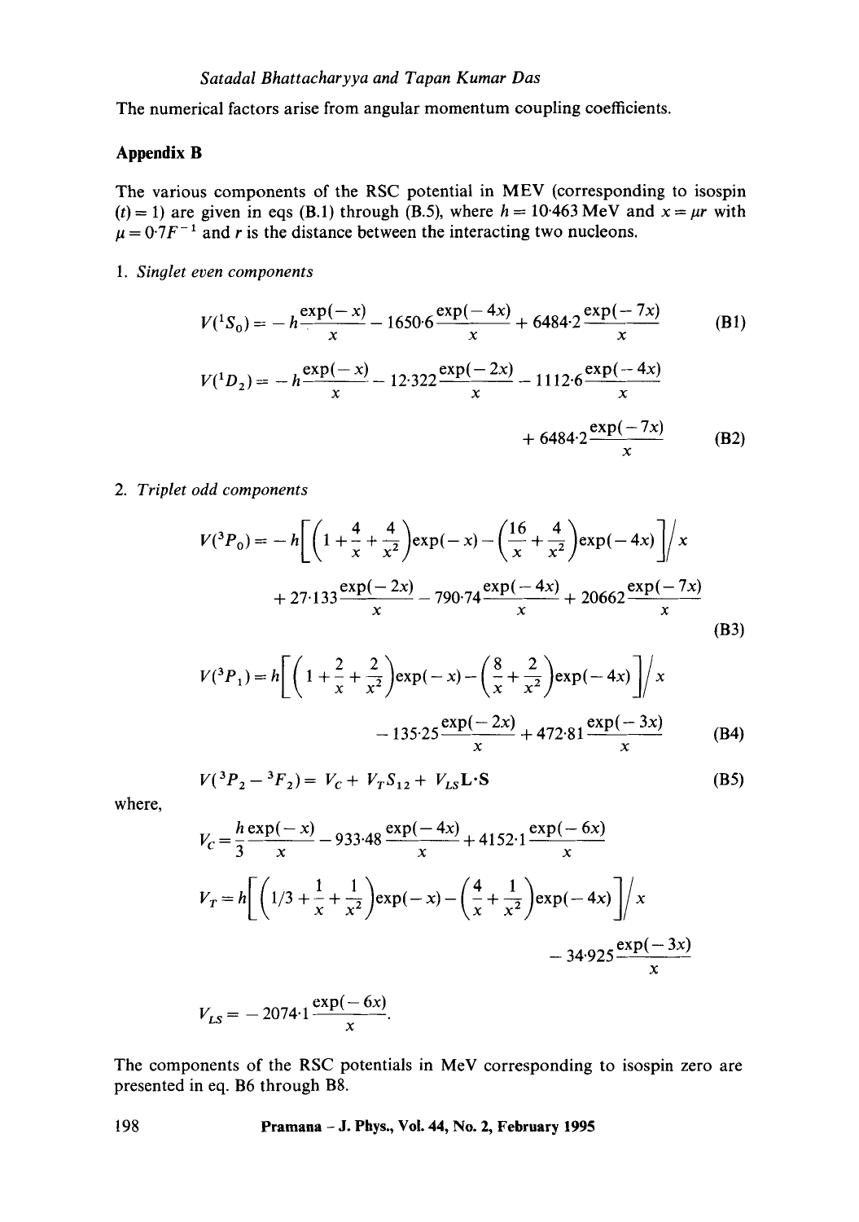The numerical factors arise from angular momentum coupling coefficients.

## Appendix B

The various components of the RSC potential in MEV (corresponding to isospin $(t) = 1$) are given in eqs (B.1) through (B.5), where $h = 10{\cdot}463$ MeV and $x = \mu r$ with $\mu = 0{\cdot}7F^{-1}$ and $r$ is the distance between the interacting two nucleons.

1. *Singlet even components*

$$V(^1S_0) = -h\frac{\exp(-x)}{x} - 1650{\cdot}6\frac{\exp(-4x)}{x} + 6484{\cdot}2\frac{\exp(-7x)}{x} \tag{B1}$$

$$V(^1D_2) = -h\frac{\exp(-x)}{x} - 12{\cdot}322\frac{\exp(-2x)}{x} - 1112{\cdot}6\frac{\exp(-4x)}{x} + 6484{\cdot}2\frac{\exp(-7x)}{x} \tag{B2}$$

2. *Triplet odd components*

$$V(^3P_0) = -h\left[\left(1 + \frac{4}{x} + \frac{4}{x^2}\right)\exp(-x) - \left(\frac{16}{x} + \frac{4}{x^2}\right)\exp(-4x)\right]\Big/x + 27{\cdot}133\frac{\exp(-2x)}{x} - 790{\cdot}74\frac{\exp(-4x)}{x} + 20662\frac{\exp(-7x)}{x} \tag{B3}$$

$$V(^3P_1) = h\left[\left(1 + \frac{2}{x} + \frac{2}{x^2}\right)\exp(-x) - \left(\frac{8}{x} + \frac{2}{x^2}\right)\exp(-4x)\right]\Big/x - 135{\cdot}25\frac{\exp(-2x)}{x} + 472{\cdot}81\frac{\exp(-3x)}{x} \tag{B4}$$

$$V(^3P_2 - {}^3F_2) = V_C + V_T S_{12} + V_{LS}\mathbf{L}\cdot\mathbf{S} \tag{B5}$$

where,

$$V_C = \frac{h}{3}\frac{\exp(-x)}{x} - 933{\cdot}48\frac{\exp(-4x)}{x} + 4152{\cdot}1\frac{\exp(-6x)}{x}$$

$$V_T = h\left[\left(1/3 + \frac{1}{x} + \frac{1}{x^2}\right)\exp(-x) - \left(\frac{4}{x} + \frac{1}{x^2}\right)\exp(-4x)\right]\Big/x - 34{\cdot}925\frac{\exp(-3x)}{x}$$

$$V_{LS} = -2074{\cdot}1\frac{\exp(-6x)}{x}.$$

The components of the RSC potentials in MeV corresponding to isospin zero are presented in eq. B6 through B8.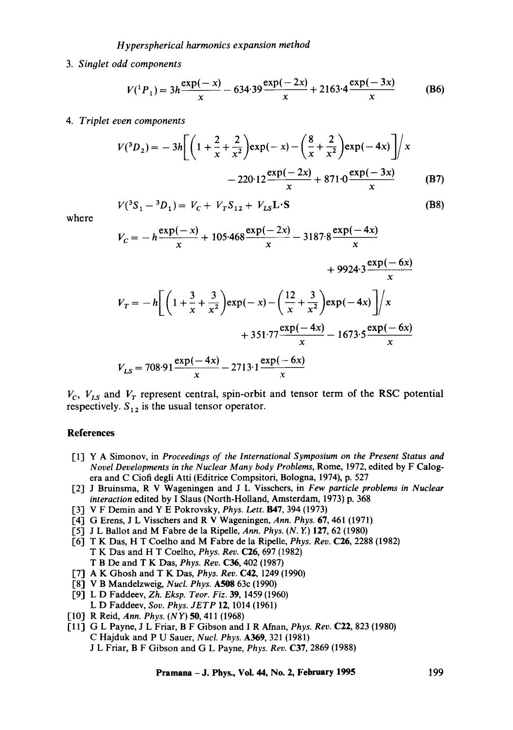3. *Singlet odd components*

$$V(^1P_1) = 3h\frac{\exp(-x)}{x} - 634{\cdot}39\frac{\exp(-2x)}{x} + 2163{\cdot}4\frac{\exp(-3x)}{x} \tag{B6}$$

4. *Triplet even components*

$$V(^3D_2) = -3h\left[\left(1+\frac{2}{x}+\frac{2}{x^2}\right)\exp(-x) - \left(\frac{8}{x}+\frac{2}{x^2}\right)\exp(-4x)\right]\Big/ x$$
$$- 220{\cdot}12\frac{\exp(-2x)}{x} + 871{\cdot}0\frac{\exp(-3x)}{x} \tag{B7}$$

$$V(^3S_1 - {}^3D_1) = V_C + V_T S_{12} + V_{LS}\mathbf{L}\cdot\mathbf{S} \tag{B8}$$

where

$$V_C = -h\frac{\exp(-x)}{x} + 105{\cdot}468\frac{\exp(-2x)}{x} - 3187{\cdot}8\frac{\exp(-4x)}{x}$$
$$+ 9924{\cdot}3\frac{\exp(-6x)}{x}$$

$$V_T = -h\left[\left(1+\frac{3}{x}+\frac{3}{x^2}\right)\exp(-x) - \left(\frac{12}{x}+\frac{3}{x^2}\right)\exp(-4x)\right]\Big/ x$$
$$+ 351{\cdot}77\frac{\exp(-4x)}{x} - 1673{\cdot}5\frac{\exp(-6x)}{x}$$

$$V_{LS} = 708{\cdot}91\frac{\exp(-4x)}{x} - 2713{\cdot}1\frac{\exp(-6x)}{x}$$

$V_C$, $V_{LS}$ and $V_T$ represent central, spin-orbit and tensor term of the RSC potential respectively. $S_{12}$ is the usual tensor operator.

## References

[1] Y A Simonov, in *Proceedings of the International Symposium on the Present Status and Novel Developments in the Nuclear Many body Problems*, Rome, 1972, edited by F Calogera and C Ciofi degli Atti (Editrice Compsitori, Bologna, 1974), p. 527

[2] J Bruinsma, R V Wageningen and J L Visschers, in *Few particle problems in Nuclear interaction* edited by I Slaus (North-Holland, Amsterdam, 1973) p. 368

[3] V F Demin and Y E Pokrovsky, *Phys. Lett.* **B47**, 394 (1973)

[4] G Erens, J L Visschers and R V Wageningen, *Ann. Phys.* **67**, 461 (1971)

[5] J L Ballot and M Fabre de la Ripelle, *Ann. Phys.* (*N. Y.*) **127**, 62 (1980)

[6] T K Das, H T Coelho and M Fabre de la Ripelle, *Phys. Rev.* **C26**, 2288 (1982)
T K Das and H T Coelho, *Phys. Rev.* **C26**, 697 (1982)
T B De and T K Das, *Phys. Rev.* **C36**, 402 (1987)

[7] A K Ghosh and T K Das, *Phys. Rev.* **C42**, 1249 (1990)

[8] V B Mandelzweig, *Nucl. Phys.* **A508** 63c (1990)

[9] L D Faddeev, *Zh. Eksp. Teor. Fiz.* **39**, 1459 (1960)
L D Faddeev, *Sov. Phys. JETP* **12**, 1014 (1961)

[10] R Reid, *Ann. Phys.* (*NY*) **50**, 411 (1968)

[11] G L Payne, J L Friar, B F Gibson and I R Afnan, *Phys. Rev.* **C22**, 823 (1980)
C Hajduk and P U Sauer, *Nucl. Phys.* **A369**, 321 (1981)
J L Friar, B F Gibson and G L Payne, *Phys. Rev.* **C37**, 2869 (1988)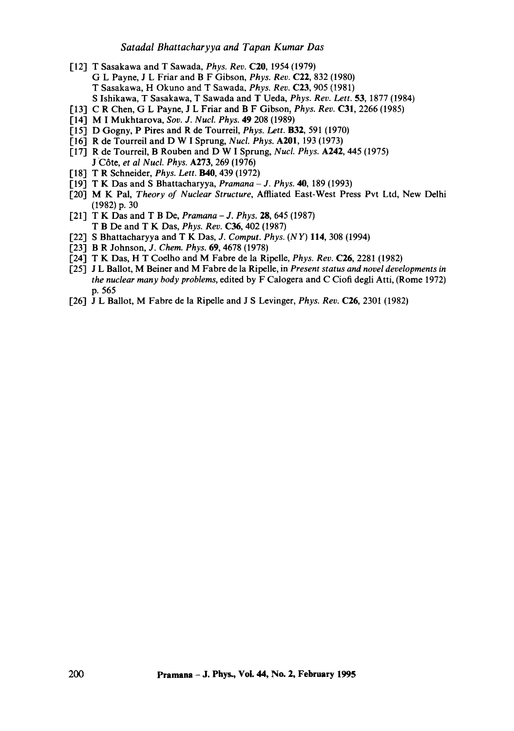[12] T Sasakawa and T Sawada, *Phys. Rev.* **C20**, 1954 (1979)
G L Payne, J L Friar and B F Gibson, *Phys. Rev.* **C22**, 832 (1980)
T Sasakawa, H Okuno and T Sawada, *Phys. Rev.* **C23**, 905 (1981)
S Ishikawa, T Sasakawa, T Sawada and T Ueda, *Phys. Rev. Lett.* **53**, 1877 (1984)

[13] C R Chen, G L Payne, J L Friar and B F Gibson, *Phys. Rev.* **C31**, 2266 (1985)

[14] M I Mukhtarova, *Sov. J. Nucl. Phys.* **49** 208 (1989)

[15] D Gogny, P Pires and R de Tourreil, *Phys. Lett.* **B32**, 591 (1970)

[16] R de Tourreil and D W I Sprung, *Nucl. Phys.* **A201**, 193 (1973)

[17] R de Tourreil, B Rouben and D W I Sprung, *Nucl. Phys.* **A242**, 445 (1975)
J Côte, *et al Nucl. Phys.* **A273**, 269 (1976)

[18] T R Schneider, *Phys. Lett.* **B40**, 439 (1972)

[19] T K Das and S Bhattacharyya, *Pramana – J. Phys.* **40**, 189 (1993)

[20] M K Pal, *Theory of Nuclear Structure*, Affliated East-West Press Pvt Ltd, New Delhi (1982) p. 30

[21] T K Das and T B De, *Pramana – J. Phys.* **28**, 645 (1987)
T B De and T K Das, *Phys. Rev.* **C36**, 402 (1987)

[22] S Bhattacharyya and T K Das, *J. Comput. Phys. (NY)* **114**, 308 (1994)

[23] B R Johnson, *J. Chem. Phys.* **69**, 4678 (1978)

[24] T K Das, H T Coelho and M Fabre de la Ripelle, *Phys. Rev.* **C26**, 2281 (1982)

[25] J L Ballot, M Beiner and M Fabre de la Ripelle, in *Present status and novel developments in the nuclear many body problems*, edited by F Calogera and C Ciofi degli Atti, (Rome 1972) p. 565

[26] J L Ballot, M Fabre de la Ripelle and J S Levinger, *Phys. Rev.* **C26**, 2301 (1982)